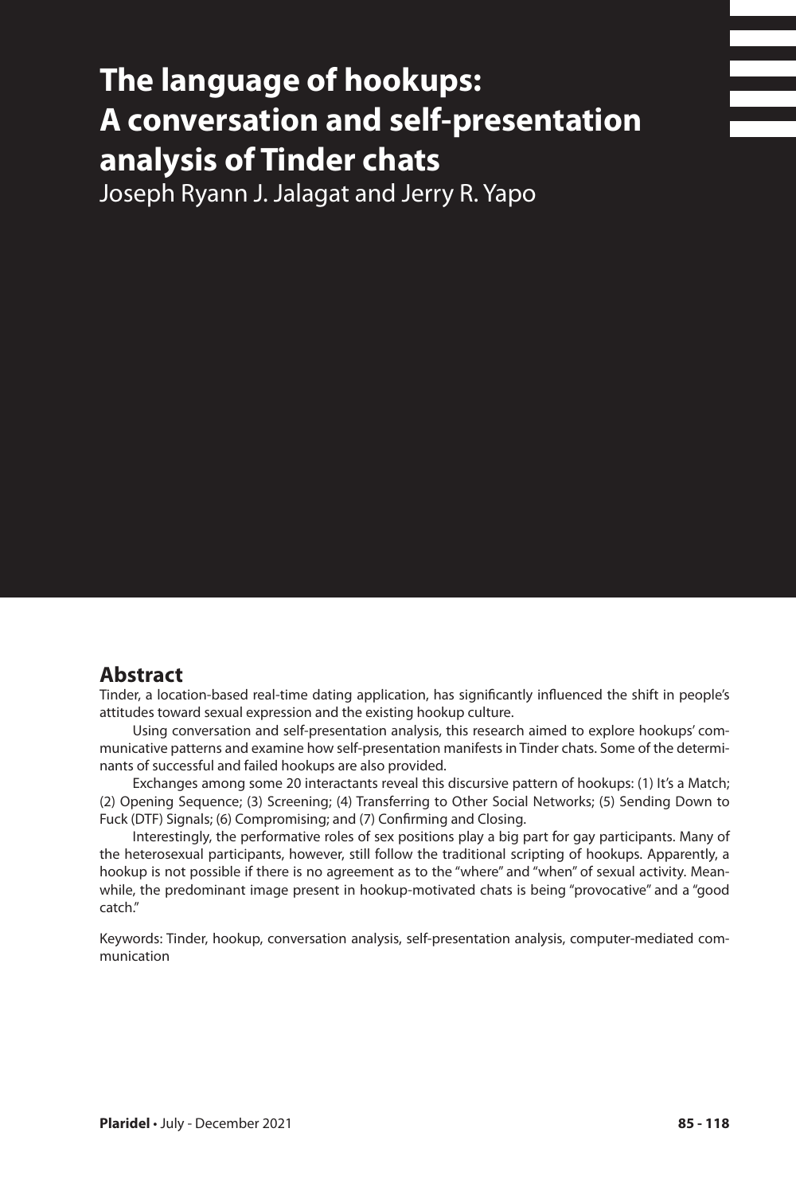# The language of hookups: A conversation and self-presentation analysis of Tinder chats

Joseph Ryann J. Jalagat and Jerry R. Yapo

## Abstract

Tinder, a location-based real-time dating application, has significantly influenced the shift in people's attitudes toward sexual expression and the existing hookup culture.

Using conversation and self-presentation analysis, this research aimed to explore hookups' communicative patterns and examine how self-presentation manifests in Tinder chats. Some of the determinants of successful and failed hookups are also provided.

Exchanges among some 20 interactants reveal this discursive pattern of hookups: (1) It's a Match; (2) Opening Sequence; (3) Screening; (4) Transferring to Other Social Networks; (5) Sending Down to Fuck (DTF) Signals; (6) Compromising; and (7) Confirming and Closing.

Interestingly, the performative roles of sex positions play a big part for gay participants. Many of the heterosexual participants, however, still follow the traditional scripting of hookups. Apparently, a hookup is not possible if there is no agreement as to the "where" and "when" of sexual activity. Meanwhile, the predominant image present in hookup-motivated chats is being "provocative" and a "good catch."

Keywords: Tinder, hookup, conversation analysis, self-presentation analysis, computer-mediated communication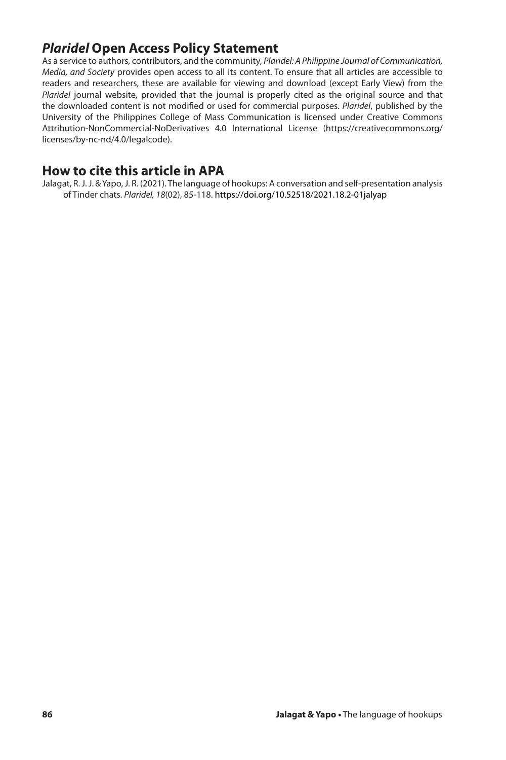## *Plaridel* Open Access Policy Statement

As a service to authors, contributors, and the community, *Plaridel: A Philippine Journal of Communication, Media, and Society* provides open access to all its content. To ensure that all articles are accessible to readers and researchers, these are available for viewing and download (except Early View) from the *Plaridel* journal website, provided that the journal is properly cited as the original source and that the downloaded content is not modified or used for commercial purposes. *Plaridel*, published by the University of the Philippines College of Mass Communication is licensed under Creative Commons Attribution-NonCommercial-NoDerivatives 4.0 International License (https://creativecommons.org/licenses/by-nc-nd/4.0/legalcode).

## How to cite this article in APA

Jalagat, R. J. J. & Yapo, J. R. (2021). The language of hookups: A conversation and self-presentation analysis of Tinder chats. *Plaridel, 18*(02), 85-118. https://doi.org/10.52518/2021.18.2-01jalyap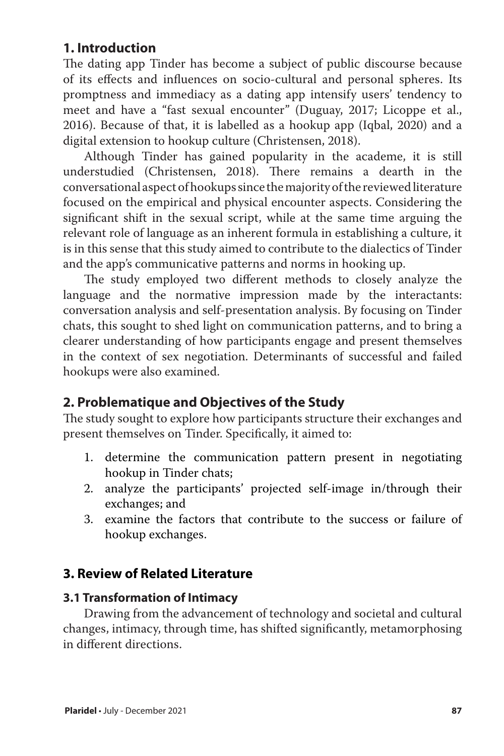## 1. Introduction

The dating app Tinder has become a subject of public discourse because of its effects and influences on socio-cultural and personal spheres. Its promptness and immediacy as a dating app intensify users' tendency to meet and have a "fast sexual encounter" (Duguay, 2017; Licoppe et al., 2016). Because of that, it is labelled as a hookup app (Iqbal, 2020) and a digital extension to hookup culture (Christensen, 2018).

Although Tinder has gained popularity in the academe, it is still understudied (Christensen, 2018). There remains a dearth in the conversational aspect of hookups since the majority of the reviewed literature focused on the empirical and physical encounter aspects. Considering the significant shift in the sexual script, while at the same time arguing the relevant role of language as an inherent formula in establishing a culture, it is in this sense that this study aimed to contribute to the dialectics of Tinder and the app's communicative patterns and norms in hooking up.

The study employed two different methods to closely analyze the language and the normative impression made by the interactants: conversation analysis and self-presentation analysis. By focusing on Tinder chats, this sought to shed light on communication patterns, and to bring a clearer understanding of how participants engage and present themselves in the context of sex negotiation. Determinants of successful and failed hookups were also examined.

## 2. Problematique and Objectives of the Study

The study sought to explore how participants structure their exchanges and present themselves on Tinder. Specifically, it aimed to:

1. determine the communication pattern present in negotiating hookup in Tinder chats;
2. analyze the participants' projected self-image in/through their exchanges; and
3. examine the factors that contribute to the success or failure of hookup exchanges.

## 3. Review of Related Literature

### 3.1 Transformation of Intimacy

Drawing from the advancement of technology and societal and cultural changes, intimacy, through time, has shifted significantly, metamorphosing in different directions.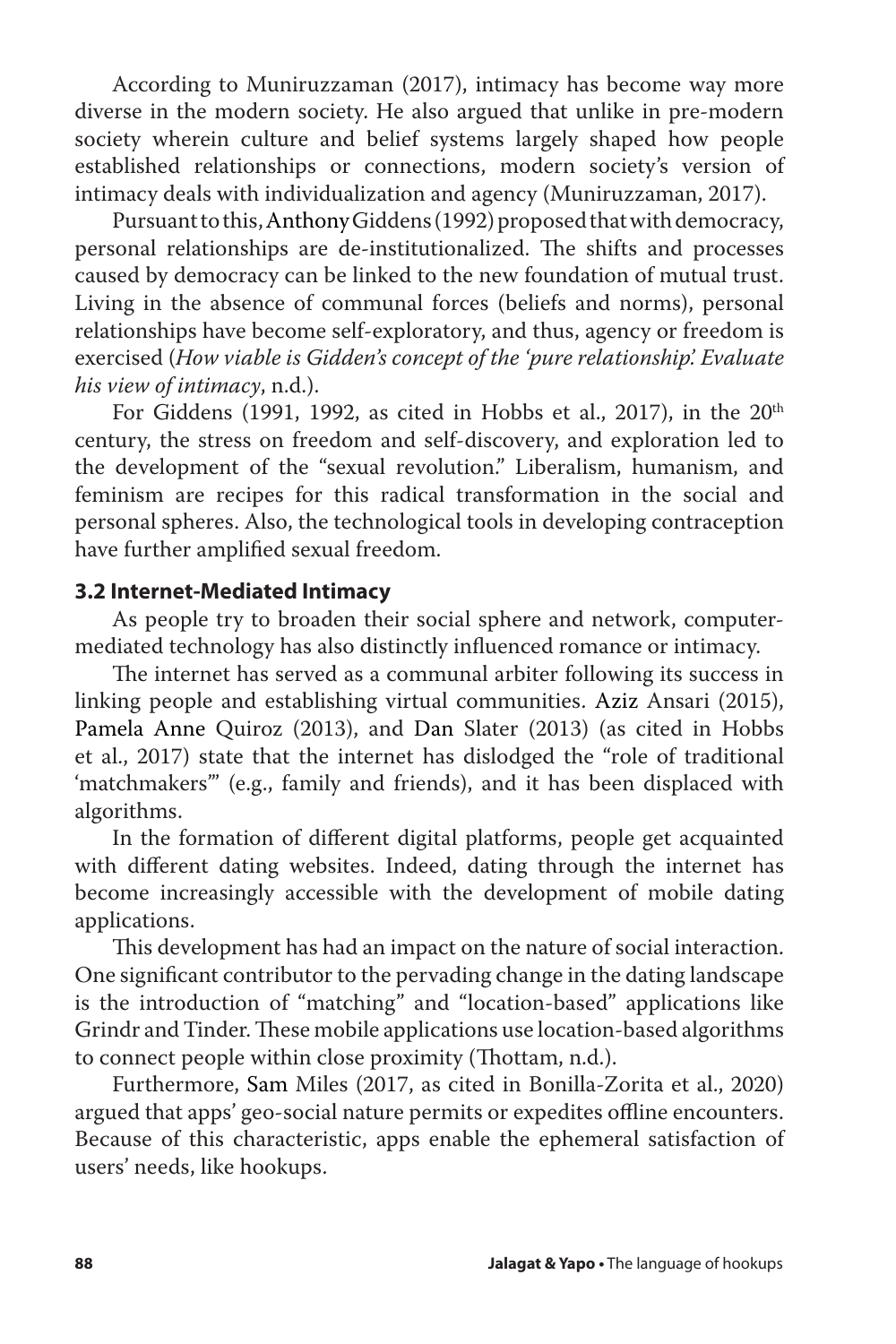According to Muniruzzaman (2017), intimacy has become way more diverse in the modern society. He also argued that unlike in pre-modern society wherein culture and belief systems largely shaped how people established relationships or connections, modern society's version of intimacy deals with individualization and agency (Muniruzzaman, 2017).

Pursuant to this, Anthony Giddens (1992) proposed that with democracy, personal relationships are de-institutionalized. The shifts and processes caused by democracy can be linked to the new foundation of mutual trust. Living in the absence of communal forces (beliefs and norms), personal relationships have become self-exploratory, and thus, agency or freedom is exercised (*How viable is Gidden's concept of the 'pure relationship'. Evaluate his view of intimacy*, n.d.).

For Giddens (1991, 1992, as cited in Hobbs et al., 2017), in the 20th century, the stress on freedom and self-discovery, and exploration led to the development of the "sexual revolution." Liberalism, humanism, and feminism are recipes for this radical transformation in the social and personal spheres. Also, the technological tools in developing contraception have further amplified sexual freedom.

### 3.2 Internet-Mediated Intimacy

As people try to broaden their social sphere and network, computer-mediated technology has also distinctly influenced romance or intimacy.

The internet has served as a communal arbiter following its success in linking people and establishing virtual communities. Aziz Ansari (2015), Pamela Anne Quiroz (2013), and Dan Slater (2013) (as cited in Hobbs et al., 2017) state that the internet has dislodged the "role of traditional 'matchmakers'" (e.g., family and friends), and it has been displaced with algorithms.

In the formation of different digital platforms, people get acquainted with different dating websites. Indeed, dating through the internet has become increasingly accessible with the development of mobile dating applications.

This development has had an impact on the nature of social interaction. One significant contributor to the pervading change in the dating landscape is the introduction of "matching" and "location-based" applications like Grindr and Tinder. These mobile applications use location-based algorithms to connect people within close proximity (Thottam, n.d.).

Furthermore, Sam Miles (2017, as cited in Bonilla-Zorita et al., 2020) argued that apps' geo-social nature permits or expedites offline encounters. Because of this characteristic, apps enable the ephemeral satisfaction of users' needs, like hookups.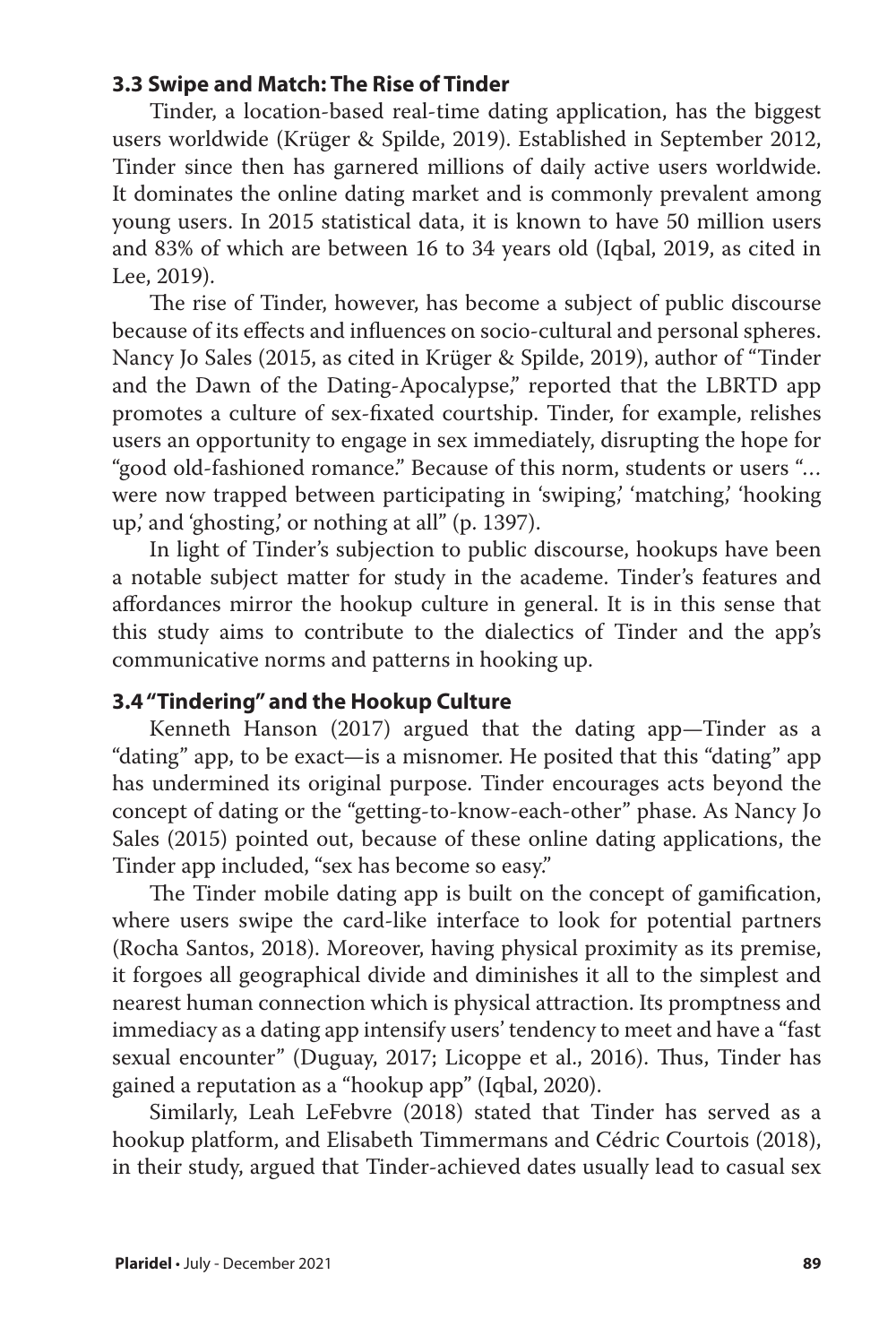### 3.3 Swipe and Match: The Rise of Tinder

Tinder, a location-based real-time dating application, has the biggest users worldwide (Krüger & Spilde, 2019). Established in September 2012, Tinder since then has garnered millions of daily active users worldwide. It dominates the online dating market and is commonly prevalent among young users. In 2015 statistical data, it is known to have 50 million users and 83% of which are between 16 to 34 years old (Iqbal, 2019, as cited in Lee, 2019).

The rise of Tinder, however, has become a subject of public discourse because of its effects and influences on socio-cultural and personal spheres. Nancy Jo Sales (2015, as cited in Krüger & Spilde, 2019), author of "Tinder and the Dawn of the Dating-Apocalypse," reported that the LBRTD app promotes a culture of sex-fixated courtship. Tinder, for example, relishes users an opportunity to engage in sex immediately, disrupting the hope for "good old-fashioned romance." Because of this norm, students or users "… were now trapped between participating in 'swiping,' 'matching,' 'hooking up,' and 'ghosting,' or nothing at all" (p. 1397).

In light of Tinder's subjection to public discourse, hookups have been a notable subject matter for study in the academe. Tinder's features and affordances mirror the hookup culture in general. It is in this sense that this study aims to contribute to the dialectics of Tinder and the app's communicative norms and patterns in hooking up.

### 3.4 "Tindering" and the Hookup Culture

Kenneth Hanson (2017) argued that the dating app—Tinder as a "dating" app, to be exact—is a misnomer. He posited that this "dating" app has undermined its original purpose. Tinder encourages acts beyond the concept of dating or the "getting-to-know-each-other" phase. As Nancy Jo Sales (2015) pointed out, because of these online dating applications, the Tinder app included, "sex has become so easy."

The Tinder mobile dating app is built on the concept of gamification, where users swipe the card-like interface to look for potential partners (Rocha Santos, 2018). Moreover, having physical proximity as its premise, it forgoes all geographical divide and diminishes it all to the simplest and nearest human connection which is physical attraction. Its promptness and immediacy as a dating app intensify users' tendency to meet and have a "fast sexual encounter" (Duguay, 2017; Licoppe et al., 2016). Thus, Tinder has gained a reputation as a "hookup app" (Iqbal, 2020).

Similarly, Leah LeFebvre (2018) stated that Tinder has served as a hookup platform, and Elisabeth Timmermans and Cédric Courtois (2018), in their study, argued that Tinder-achieved dates usually lead to casual sex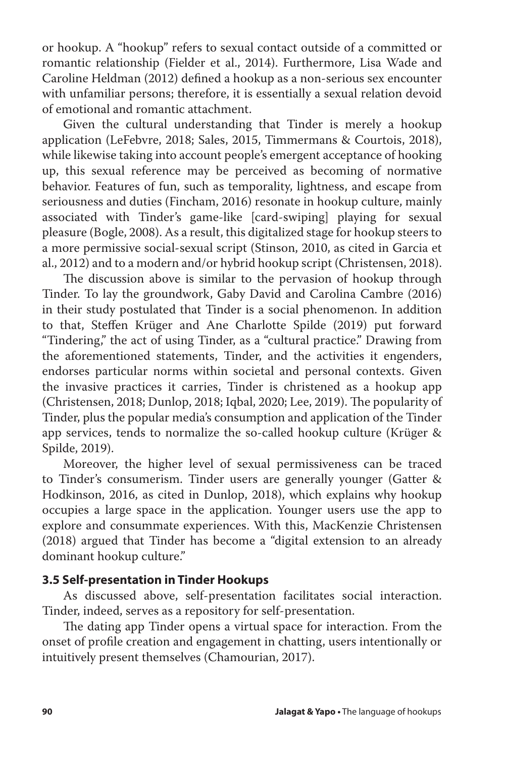or hookup. A "hookup" refers to sexual contact outside of a committed or romantic relationship (Fielder et al., 2014). Furthermore, Lisa Wade and Caroline Heldman (2012) defined a hookup as a non-serious sex encounter with unfamiliar persons; therefore, it is essentially a sexual relation devoid of emotional and romantic attachment.

Given the cultural understanding that Tinder is merely a hookup application (LeFebvre, 2018; Sales, 2015, Timmermans & Courtois, 2018), while likewise taking into account people's emergent acceptance of hooking up, this sexual reference may be perceived as becoming of normative behavior. Features of fun, such as temporality, lightness, and escape from seriousness and duties (Fincham, 2016) resonate in hookup culture, mainly associated with Tinder's game-like [card-swiping] playing for sexual pleasure (Bogle, 2008). As a result, this digitalized stage for hookup steers to a more permissive social-sexual script (Stinson, 2010, as cited in Garcia et al., 2012) and to a modern and/or hybrid hookup script (Christensen, 2018).

The discussion above is similar to the pervasion of hookup through Tinder. To lay the groundwork, Gaby David and Carolina Cambre (2016) in their study postulated that Tinder is a social phenomenon. In addition to that, Steffen Krüger and Ane Charlotte Spilde (2019) put forward "Tindering," the act of using Tinder, as a "cultural practice." Drawing from the aforementioned statements, Tinder, and the activities it engenders, endorses particular norms within societal and personal contexts. Given the invasive practices it carries, Tinder is christened as a hookup app (Christensen, 2018; Dunlop, 2018; Iqbal, 2020; Lee, 2019). The popularity of Tinder, plus the popular media's consumption and application of the Tinder app services, tends to normalize the so-called hookup culture (Krüger & Spilde, 2019).

Moreover, the higher level of sexual permissiveness can be traced to Tinder's consumerism. Tinder users are generally younger (Gatter & Hodkinson, 2016, as cited in Dunlop, 2018), which explains why hookup occupies a large space in the application. Younger users use the app to explore and consummate experiences. With this, MacKenzie Christensen (2018) argued that Tinder has become a "digital extension to an already dominant hookup culture."

### 3.5 Self-presentation in Tinder Hookups

As discussed above, self-presentation facilitates social interaction. Tinder, indeed, serves as a repository for self-presentation.

The dating app Tinder opens a virtual space for interaction. From the onset of profile creation and engagement in chatting, users intentionally or intuitively present themselves (Chamourian, 2017).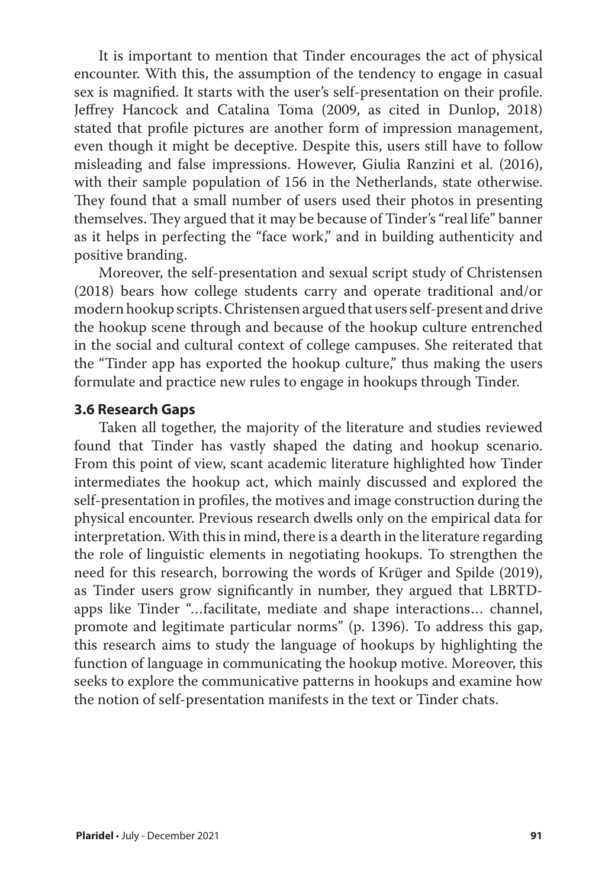It is important to mention that Tinder encourages the act of physical encounter. With this, the assumption of the tendency to engage in casual sex is magnified. It starts with the user's self-presentation on their profile. Jeffrey Hancock and Catalina Toma (2009, as cited in Dunlop, 2018) stated that profile pictures are another form of impression management, even though it might be deceptive. Despite this, users still have to follow misleading and false impressions. However, Giulia Ranzini et al. (2016), with their sample population of 156 in the Netherlands, state otherwise. They found that a small number of users used their photos in presenting themselves. They argued that it may be because of Tinder's "real life" banner as it helps in perfecting the "face work," and in building authenticity and positive branding.

Moreover, the self-presentation and sexual script study of Christensen (2018) bears how college students carry and operate traditional and/or modern hookup scripts. Christensen argued that users self-present and drive the hookup scene through and because of the hookup culture entrenched in the social and cultural context of college campuses. She reiterated that the "Tinder app has exported the hookup culture," thus making the users formulate and practice new rules to engage in hookups through Tinder.

### 3.6 Research Gaps

Taken all together, the majority of the literature and studies reviewed found that Tinder has vastly shaped the dating and hookup scenario. From this point of view, scant academic literature highlighted how Tinder intermediates the hookup act, which mainly discussed and explored the self-presentation in profiles, the motives and image construction during the physical encounter. Previous research dwells only on the empirical data for interpretation. With this in mind, there is a dearth in the literature regarding the role of linguistic elements in negotiating hookups. To strengthen the need for this research, borrowing the words of Krüger and Spilde (2019), as Tinder users grow significantly in number, they argued that LBRTD-apps like Tinder "…facilitate, mediate and shape interactions… channel, promote and legitimate particular norms" (p. 1396). To address this gap, this research aims to study the language of hookups by highlighting the function of language in communicating the hookup motive. Moreover, this seeks to explore the communicative patterns in hookups and examine how the notion of self-presentation manifests in the text or Tinder chats.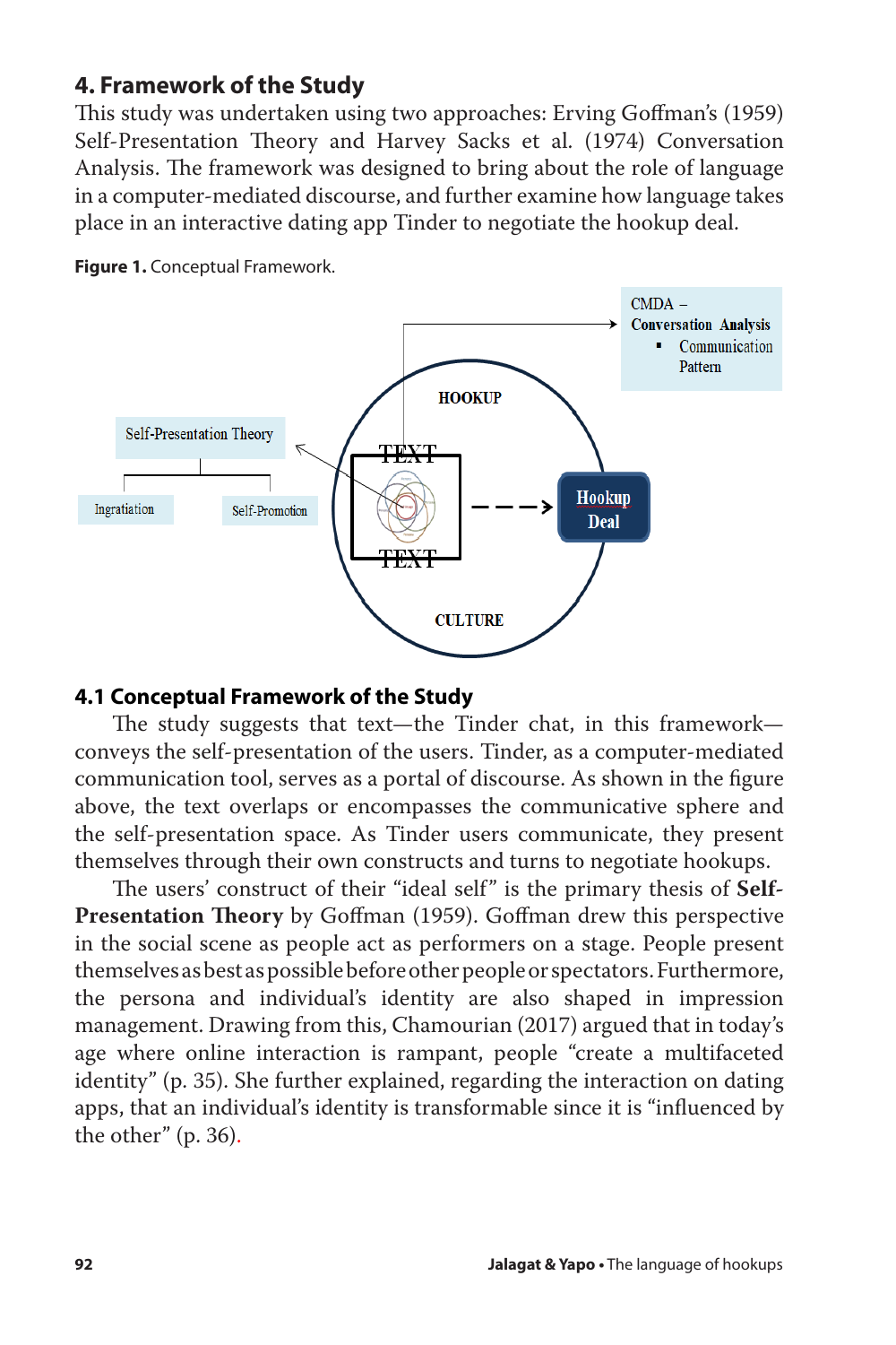## 4. Framework of the Study

This study was undertaken using two approaches: Erving Goffman's (1959) Self-Presentation Theory and Harvey Sacks et al. (1974) Conversation Analysis. The framework was designed to bring about the role of language in a computer-mediated discourse, and further examine how language takes place in an interactive dating app Tinder to negotiate the hookup deal.

**Figure 1.** Conceptual Framework.

### 4.1 Conceptual Framework of the Study

The study suggests that text—the Tinder chat, in this framework—conveys the self-presentation of the users. Tinder, as a computer-mediated communication tool, serves as a portal of discourse. As shown in the figure above, the text overlaps or encompasses the communicative sphere and the self-presentation space. As Tinder users communicate, they present themselves through their own constructs and turns to negotiate hookups.

The users' construct of their "ideal self" is the primary thesis of **Self-Presentation Theory** by Goffman (1959). Goffman drew this perspective in the social scene as people act as performers on a stage. People present themselves as best as possible before other people or spectators. Furthermore, the persona and individual's identity are also shaped in impression management. Drawing from this, Chamourian (2017) argued that in today's age where online interaction is rampant, people "create a multifaceted identity" (p. 35). She further explained, regarding the interaction on dating apps, that an individual's identity is transformable since it is "influenced by the other" (p. 36).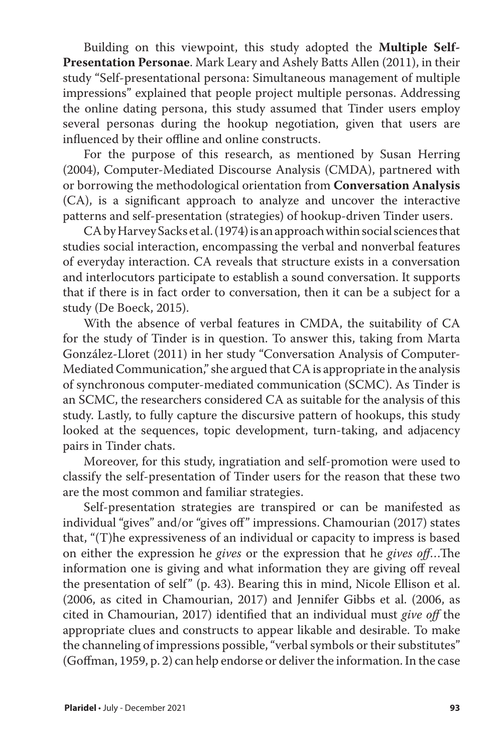Building on this viewpoint, this study adopted the **Multiple Self-Presentation Personae**. Mark Leary and Ashely Batts Allen (2011), in their study "Self-presentational persona: Simultaneous management of multiple impressions" explained that people project multiple personas. Addressing the online dating persona, this study assumed that Tinder users employ several personas during the hookup negotiation, given that users are influenced by their offline and online constructs.

For the purpose of this research, as mentioned by Susan Herring (2004), Computer-Mediated Discourse Analysis (CMDA), partnered with or borrowing the methodological orientation from **Conversation Analysis** (CA), is a significant approach to analyze and uncover the interactive patterns and self-presentation (strategies) of hookup-driven Tinder users.

CA by Harvey Sacks et al. (1974) is an approach within social sciences that studies social interaction, encompassing the verbal and nonverbal features of everyday interaction. CA reveals that structure exists in a conversation and interlocutors participate to establish a sound conversation. It supports that if there is in fact order to conversation, then it can be a subject for a study (De Boeck, 2015).

With the absence of verbal features in CMDA, the suitability of CA for the study of Tinder is in question. To answer this, taking from Marta González-Lloret (2011) in her study "Conversation Analysis of Computer-Mediated Communication," she argued that CA is appropriate in the analysis of synchronous computer-mediated communication (SCMC). As Tinder is an SCMC, the researchers considered CA as suitable for the analysis of this study. Lastly, to fully capture the discursive pattern of hookups, this study looked at the sequences, topic development, turn-taking, and adjacency pairs in Tinder chats.

Moreover, for this study, ingratiation and self-promotion were used to classify the self-presentation of Tinder users for the reason that these two are the most common and familiar strategies.

Self-presentation strategies are transpired or can be manifested as individual "gives" and/or "gives off" impressions. Chamourian (2017) states that, "(T)he expressiveness of an individual or capacity to impress is based on either the expression he *gives* or the expression that he *gives off*…The information one is giving and what information they are giving off reveal the presentation of self" (p. 43). Bearing this in mind, Nicole Ellison et al. (2006, as cited in Chamourian, 2017) and Jennifer Gibbs et al. (2006, as cited in Chamourian, 2017) identified that an individual must *give off* the appropriate clues and constructs to appear likable and desirable. To make the channeling of impressions possible, "verbal symbols or their substitutes" (Goffman, 1959, p. 2) can help endorse or deliver the information. In the case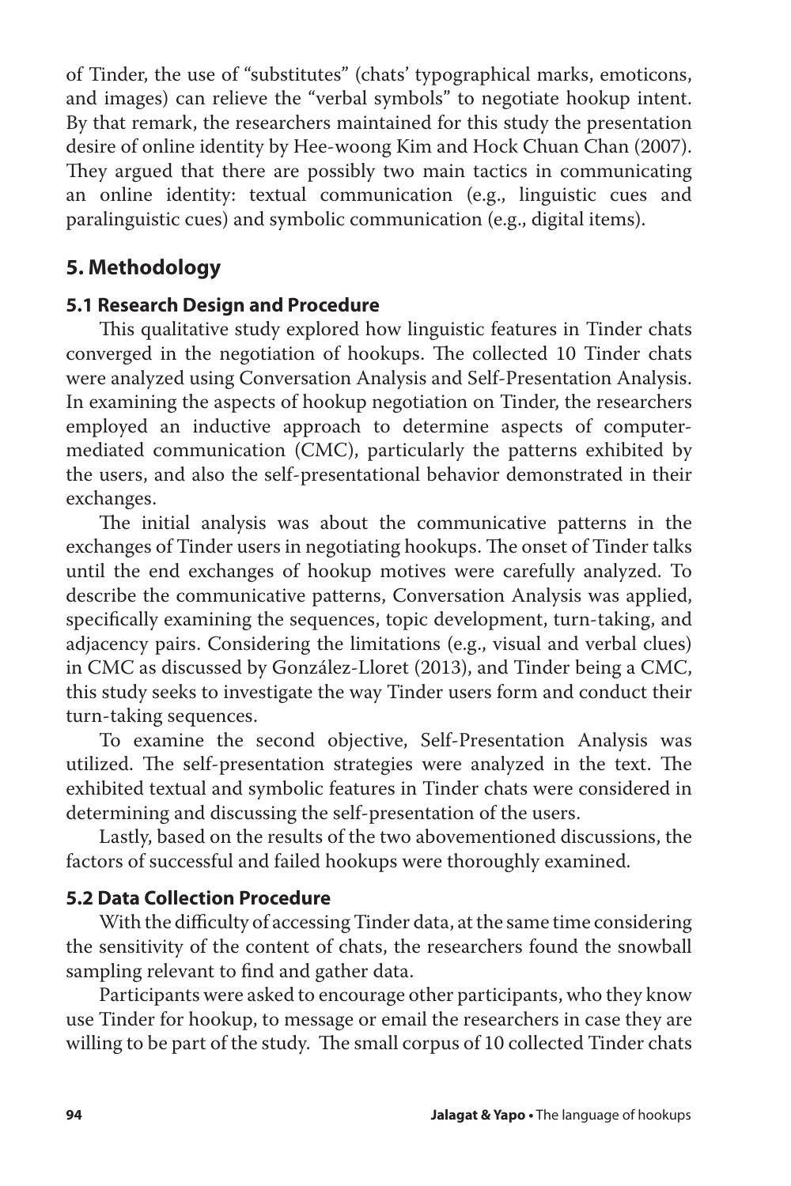of Tinder, the use of "substitutes" (chats' typographical marks, emoticons, and images) can relieve the "verbal symbols" to negotiate hookup intent. By that remark, the researchers maintained for this study the presentation desire of online identity by Hee-woong Kim and Hock Chuan Chan (2007). They argued that there are possibly two main tactics in communicating an online identity: textual communication (e.g., linguistic cues and paralinguistic cues) and symbolic communication (e.g., digital items).

## 5. Methodology

### 5.1 Research Design and Procedure

This qualitative study explored how linguistic features in Tinder chats converged in the negotiation of hookups. The collected 10 Tinder chats were analyzed using Conversation Analysis and Self-Presentation Analysis. In examining the aspects of hookup negotiation on Tinder, the researchers employed an inductive approach to determine aspects of computer-mediated communication (CMC), particularly the patterns exhibited by the users, and also the self-presentational behavior demonstrated in their exchanges.

The initial analysis was about the communicative patterns in the exchanges of Tinder users in negotiating hookups. The onset of Tinder talks until the end exchanges of hookup motives were carefully analyzed. To describe the communicative patterns, Conversation Analysis was applied, specifically examining the sequences, topic development, turn-taking, and adjacency pairs. Considering the limitations (e.g., visual and verbal clues) in CMC as discussed by González-Lloret (2013), and Tinder being a CMC, this study seeks to investigate the way Tinder users form and conduct their turn-taking sequences.

To examine the second objective, Self-Presentation Analysis was utilized. The self-presentation strategies were analyzed in the text. The exhibited textual and symbolic features in Tinder chats were considered in determining and discussing the self-presentation of the users.

Lastly, based on the results of the two abovementioned discussions, the factors of successful and failed hookups were thoroughly examined.

### 5.2 Data Collection Procedure

With the difficulty of accessing Tinder data, at the same time considering the sensitivity of the content of chats, the researchers found the snowball sampling relevant to find and gather data.

Participants were asked to encourage other participants, who they know use Tinder for hookup, to message or email the researchers in case they are willing to be part of the study. The small corpus of 10 collected Tinder chats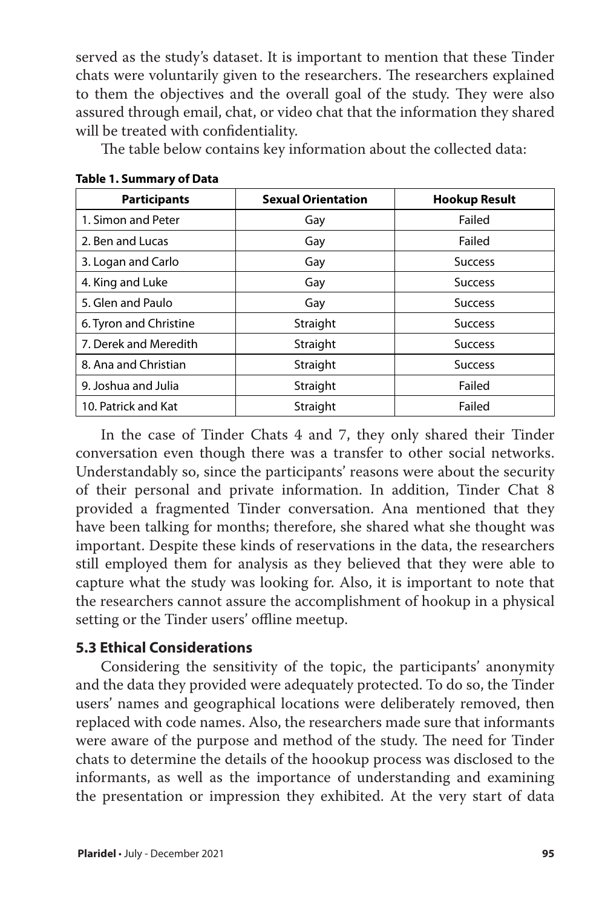served as the study's dataset. It is important to mention that these Tinder chats were voluntarily given to the researchers. The researchers explained to them the objectives and the overall goal of the study. They were also assured through email, chat, or video chat that the information they shared will be treated with confidentiality.

The table below contains key information about the collected data:

**Table 1. Summary of Data**

| Participants | Sexual Orientation | Hookup Result |
|---|---|---|
| 1. Simon and Peter | Gay | Failed |
| 2. Ben and Lucas | Gay | Failed |
| 3. Logan and Carlo | Gay | Success |
| 4. King and Luke | Gay | Success |
| 5. Glen and Paulo | Gay | Success |
| 6. Tyron and Christine | Straight | Success |
| 7. Derek and Meredith | Straight | Success |
| 8. Ana and Christian | Straight | Success |
| 9. Joshua and Julia | Straight | Failed |
| 10. Patrick and Kat | Straight | Failed |

In the case of Tinder Chats 4 and 7, they only shared their Tinder conversation even though there was a transfer to other social networks. Understandably so, since the participants' reasons were about the security of their personal and private information. In addition, Tinder Chat 8 provided a fragmented Tinder conversation. Ana mentioned that they have been talking for months; therefore, she shared what she thought was important. Despite these kinds of reservations in the data, the researchers still employed them for analysis as they believed that they were able to capture what the study was looking for. Also, it is important to note that the researchers cannot assure the accomplishment of hookup in a physical setting or the Tinder users' offline meetup.

### 5.3 Ethical Considerations

Considering the sensitivity of the topic, the participants' anonymity and the data they provided were adequately protected. To do so, the Tinder users' names and geographical locations were deliberately removed, then replaced with code names. Also, the researchers made sure that informants were aware of the purpose and method of the study. The need for Tinder chats to determine the details of the hoookup process was disclosed to the informants, as well as the importance of understanding and examining the presentation or impression they exhibited. At the very start of data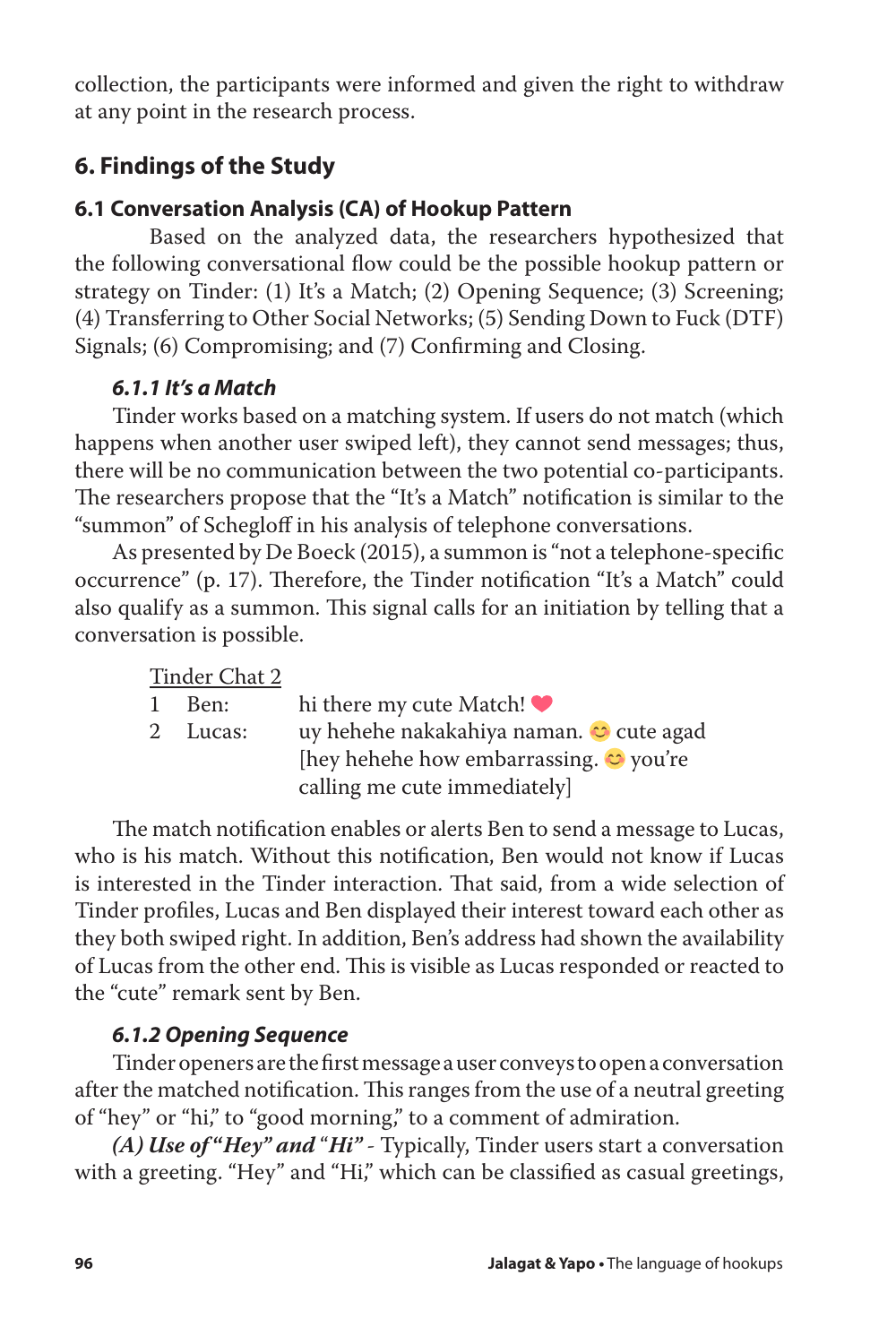collection, the participants were informed and given the right to withdraw at any point in the research process.

## 6. Findings of the Study

### 6.1 Conversation Analysis (CA) of Hookup Pattern

Based on the analyzed data, the researchers hypothesized that the following conversational flow could be the possible hookup pattern or strategy on Tinder: (1) It's a Match; (2) Opening Sequence; (3) Screening; (4) Transferring to Other Social Networks; (5) Sending Down to Fuck (DTF) Signals; (6) Compromising; and (7) Confirming and Closing.

#### *6.1.1 It's a Match*

Tinder works based on a matching system. If users do not match (which happens when another user swiped left), they cannot send messages; thus, there will be no communication between the two potential co-participants. The researchers propose that the "It's a Match" notification is similar to the "summon" of Schegloff in his analysis of telephone conversations.

As presented by De Boeck (2015), a summon is "not a telephone-specific occurrence" (p. 17). Therefore, the Tinder notification "It's a Match" could also qualify as a summon. This signal calls for an initiation by telling that a conversation is possible.

Tinder Chat 2

| | | |
|---|---|---|
| 1 | Ben: | hi there my cute Match! ❤️ |
| 2 | Lucas: | uy hehehe nakakahiya naman. 😊 cute agad [hey hehehe how embarrassing. 😊 you're calling me cute immediately] |

The match notification enables or alerts Ben to send a message to Lucas, who is his match. Without this notification, Ben would not know if Lucas is interested in the Tinder interaction. That said, from a wide selection of Tinder profiles, Lucas and Ben displayed their interest toward each other as they both swiped right. In addition, Ben's address had shown the availability of Lucas from the other end. This is visible as Lucas responded or reacted to the "cute" remark sent by Ben.

#### *6.1.2 Opening Sequence*

Tinder openers are the first message a user conveys to open a conversation after the matched notification. This ranges from the use of a neutral greeting of "hey" or "hi," to "good morning," to a comment of admiration.

***(A) Use of "Hey" and "Hi"*** - Typically, Tinder users start a conversation with a greeting. "Hey" and "Hi," which can be classified as casual greetings,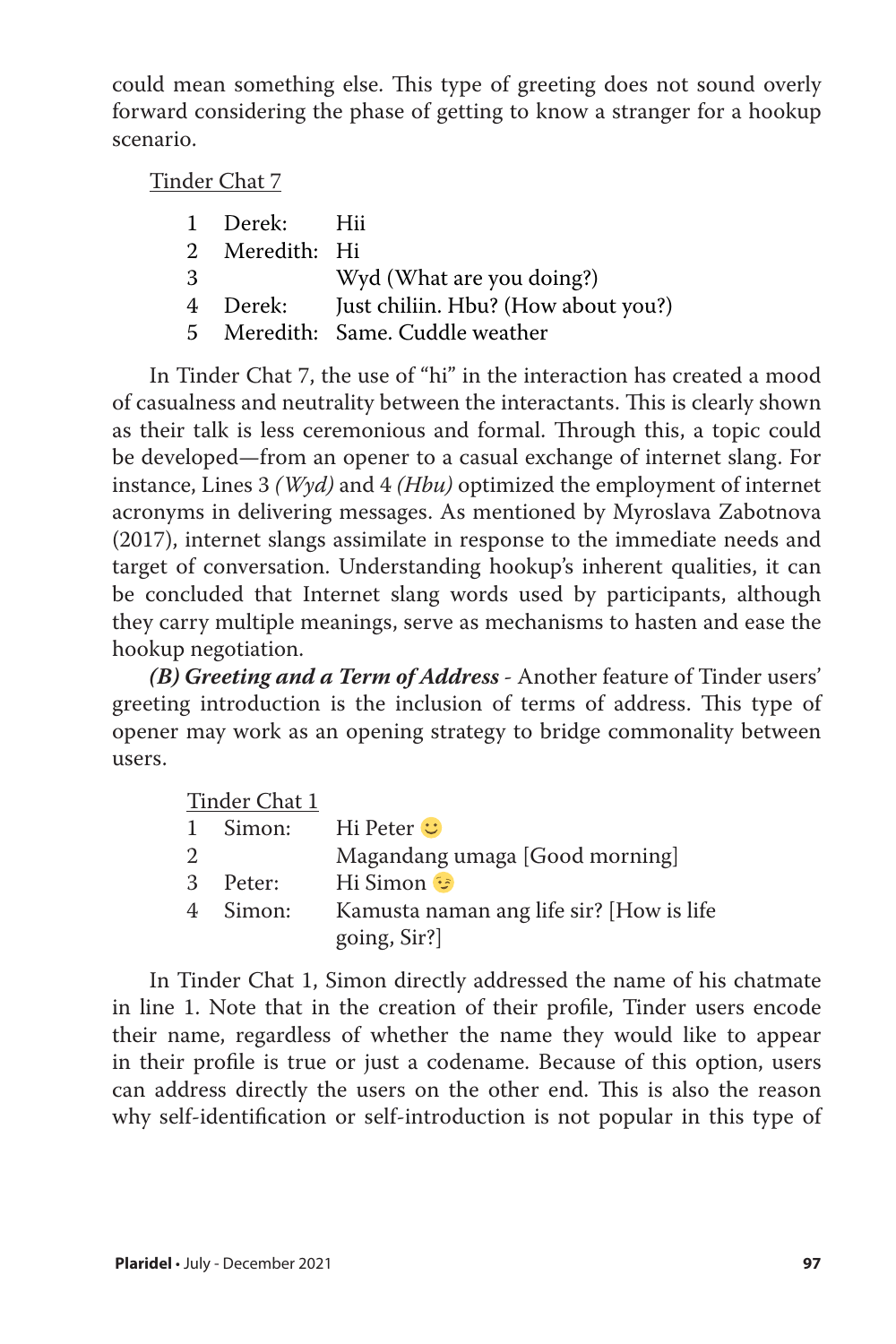could mean something else. This type of greeting does not sound overly forward considering the phase of getting to know a stranger for a hookup scenario.

Tinder Chat 7

| | | |
|---|---|---|
| 1 | Derek: | Hii |
| 2 | Meredith: | Hi |
| 3 | | Wyd (What are you doing?) |
| 4 | Derek: | Just chiliin. Hbu? (How about you?) |
| 5 | Meredith: | Same. Cuddle weather |

In Tinder Chat 7, the use of "hi" in the interaction has created a mood of casualness and neutrality between the interactants. This is clearly shown as their talk is less ceremonious and formal. Through this, a topic could be developed—from an opener to a casual exchange of internet slang. For instance, Lines 3 *(Wyd)* and 4 *(Hbu)* optimized the employment of internet acronyms in delivering messages. As mentioned by Myroslava Zabotnova (2017), internet slangs assimilate in response to the immediate needs and target of conversation. Understanding hookup's inherent qualities, it can be concluded that Internet slang words used by participants, although they carry multiple meanings, serve as mechanisms to hasten and ease the hookup negotiation.

***(B) Greeting and a Term of Address*** - Another feature of Tinder users' greeting introduction is the inclusion of terms of address. This type of opener may work as an opening strategy to bridge commonality between users.

Tinder Chat 1

| | | |
|---|---|---|
| 1 | Simon: | Hi Peter 🙂 |
| 2 | | Magandang umaga [Good morning] |
| 3 | Peter: | Hi Simon 😉 |
| 4 | Simon: | Kamusta naman ang life sir? [How is life going, Sir?] |

In Tinder Chat 1, Simon directly addressed the name of his chatmate in line 1. Note that in the creation of their profile, Tinder users encode their name, regardless of whether the name they would like to appear in their profile is true or just a codename. Because of this option, users can address directly the users on the other end. This is also the reason why self-identification or self-introduction is not popular in this type of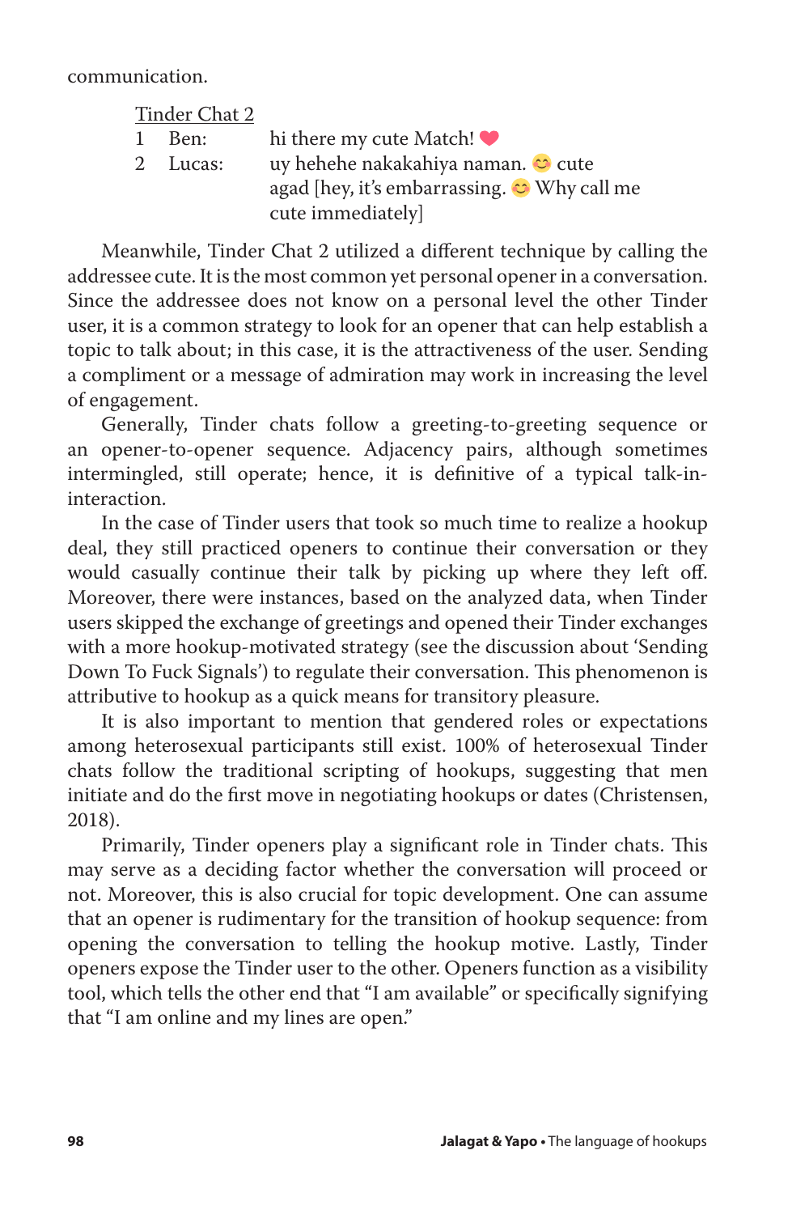communication.

<u>Tinder Chat 2</u>

| | | |
|---|---|---|
| 1 | Ben: | hi there my cute Match! ❤️ |
| 2 | Lucas: | uy hehehe nakakahiya naman. 😊 cute agad [hey, it's embarrassing. 😊 Why call me cute immediately] |

Meanwhile, Tinder Chat 2 utilized a different technique by calling the addressee cute. It is the most common yet personal opener in a conversation. Since the addressee does not know on a personal level the other Tinder user, it is a common strategy to look for an opener that can help establish a topic to talk about; in this case, it is the attractiveness of the user. Sending a compliment or a message of admiration may work in increasing the level of engagement.

Generally, Tinder chats follow a greeting-to-greeting sequence or an opener-to-opener sequence. Adjacency pairs, although sometimes intermingled, still operate; hence, it is definitive of a typical talk-in-interaction.

In the case of Tinder users that took so much time to realize a hookup deal, they still practiced openers to continue their conversation or they would casually continue their talk by picking up where they left off. Moreover, there were instances, based on the analyzed data, when Tinder users skipped the exchange of greetings and opened their Tinder exchanges with a more hookup-motivated strategy (see the discussion about 'Sending Down To Fuck Signals') to regulate their conversation. This phenomenon is attributive to hookup as a quick means for transitory pleasure.

It is also important to mention that gendered roles or expectations among heterosexual participants still exist. 100% of heterosexual Tinder chats follow the traditional scripting of hookups, suggesting that men initiate and do the first move in negotiating hookups or dates (Christensen, 2018).

Primarily, Tinder openers play a significant role in Tinder chats. This may serve as a deciding factor whether the conversation will proceed or not. Moreover, this is also crucial for topic development. One can assume that an opener is rudimentary for the transition of hookup sequence: from opening the conversation to telling the hookup motive. Lastly, Tinder openers expose the Tinder user to the other. Openers function as a visibility tool, which tells the other end that "I am available" or specifically signifying that "I am online and my lines are open."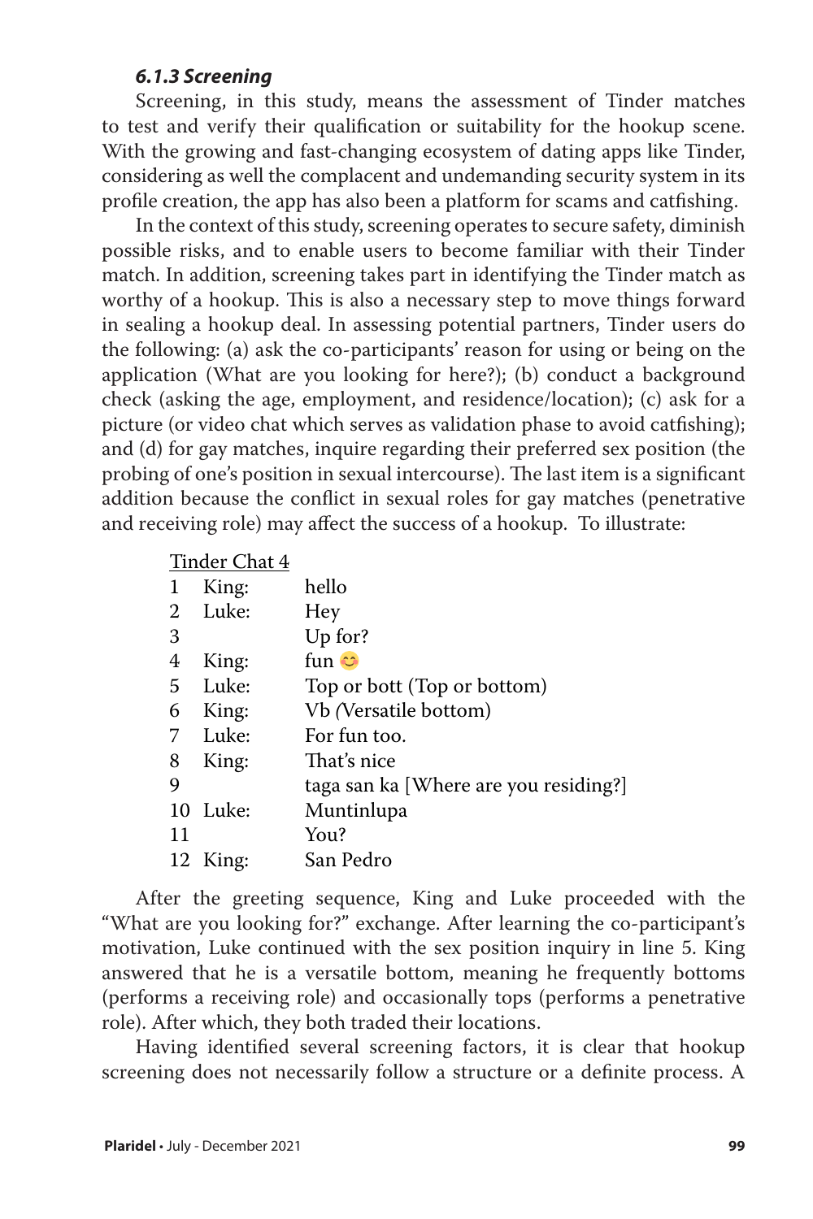### *6.1.3 Screening*

Screening, in this study, means the assessment of Tinder matches to test and verify their qualification or suitability for the hookup scene. With the growing and fast-changing ecosystem of dating apps like Tinder, considering as well the complacent and undemanding security system in its profile creation, the app has also been a platform for scams and catfishing.

In the context of this study, screening operates to secure safety, diminish possible risks, and to enable users to become familiar with their Tinder match. In addition, screening takes part in identifying the Tinder match as worthy of a hookup. This is also a necessary step to move things forward in sealing a hookup deal. In assessing potential partners, Tinder users do the following: (a) ask the co-participants' reason for using or being on the application (What are you looking for here?); (b) conduct a background check (asking the age, employment, and residence/location); (c) ask for a picture (or video chat which serves as validation phase to avoid catfishing); and (d) for gay matches, inquire regarding their preferred sex position (the probing of one's position in sexual intercourse). The last item is a significant addition because the conflict in sexual roles for gay matches (penetrative and receiving role) may affect the success of a hookup. To illustrate:

<u>Tinder Chat 4</u>

| | | |
|---|---|---|
| 1 | King: | hello |
| 2 | Luke: | Hey |
| 3 | | Up for? |
| 4 | King: | fun 😊 |
| 5 | Luke: | Top or bott (Top or bottom) |
| 6 | King: | Vb *(*Versatile bottom) |
| 7 | Luke: | For fun too. |
| 8 | King: | That's nice |
| 9 | | taga san ka [Where are you residing?] |
| 10 | Luke: | Muntinlupa |
| 11 | | You? |
| 12 | King: | San Pedro |

After the greeting sequence, King and Luke proceeded with the "What are you looking for?" exchange. After learning the co-participant's motivation, Luke continued with the sex position inquiry in line 5. King answered that he is a versatile bottom, meaning he frequently bottoms (performs a receiving role) and occasionally tops (performs a penetrative role). After which, they both traded their locations.

Having identified several screening factors, it is clear that hookup screening does not necessarily follow a structure or a definite process. A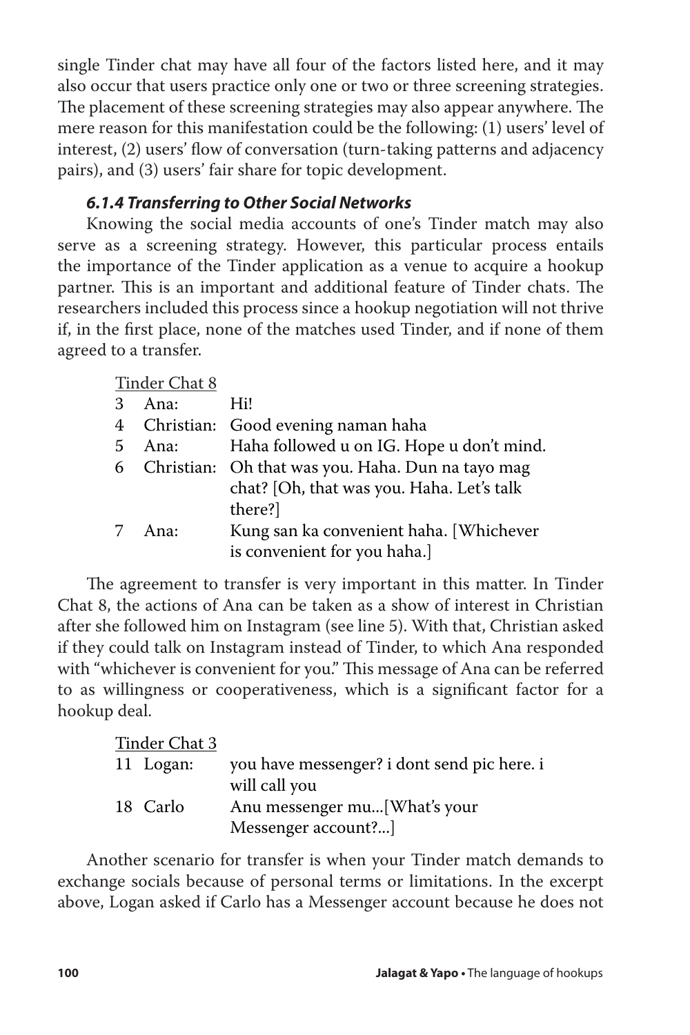single Tinder chat may have all four of the factors listed here, and it may also occur that users practice only one or two or three screening strategies. The placement of these screening strategies may also appear anywhere. The mere reason for this manifestation could be the following: (1) users' level of interest, (2) users' flow of conversation (turn-taking patterns and adjacency pairs), and (3) users' fair share for topic development.

#### *6.1.4 Transferring to Other Social Networks*

Knowing the social media accounts of one's Tinder match may also serve as a screening strategy. However, this particular process entails the importance of the Tinder application as a venue to acquire a hookup partner. This is an important and additional feature of Tinder chats. The researchers included this process since a hookup negotiation will not thrive if, in the first place, none of the matches used Tinder, and if none of them agreed to a transfer.

Tinder Chat 8

| | | |
|---|---|---|
| 3 | Ana: | Hi! |
| 4 | Christian: | Good evening naman haha |
| 5 | Ana: | Haha followed u on IG. Hope u don't mind. |
| 6 | Christian: | Oh that was you. Haha. Dun na tayo mag chat? [Oh, that was you. Haha. Let's talk there?] |
| 7 | Ana: | Kung san ka convenient haha. [Whichever is convenient for you haha.] |

The agreement to transfer is very important in this matter. In Tinder Chat 8, the actions of Ana can be taken as a show of interest in Christian after she followed him on Instagram (see line 5). With that, Christian asked if they could talk on Instagram instead of Tinder, to which Ana responded with "whichever is convenient for you." This message of Ana can be referred to as willingness or cooperativeness, which is a significant factor for a hookup deal.

Tinder Chat 3

| | | |
|---|---|---|
| 11 | Logan: | you have messenger? i dont send pic here. i will call you |
| 18 | Carlo | Anu messenger mu...[What's your Messenger account?...] |

Another scenario for transfer is when your Tinder match demands to exchange socials because of personal terms or limitations. In the excerpt above, Logan asked if Carlo has a Messenger account because he does not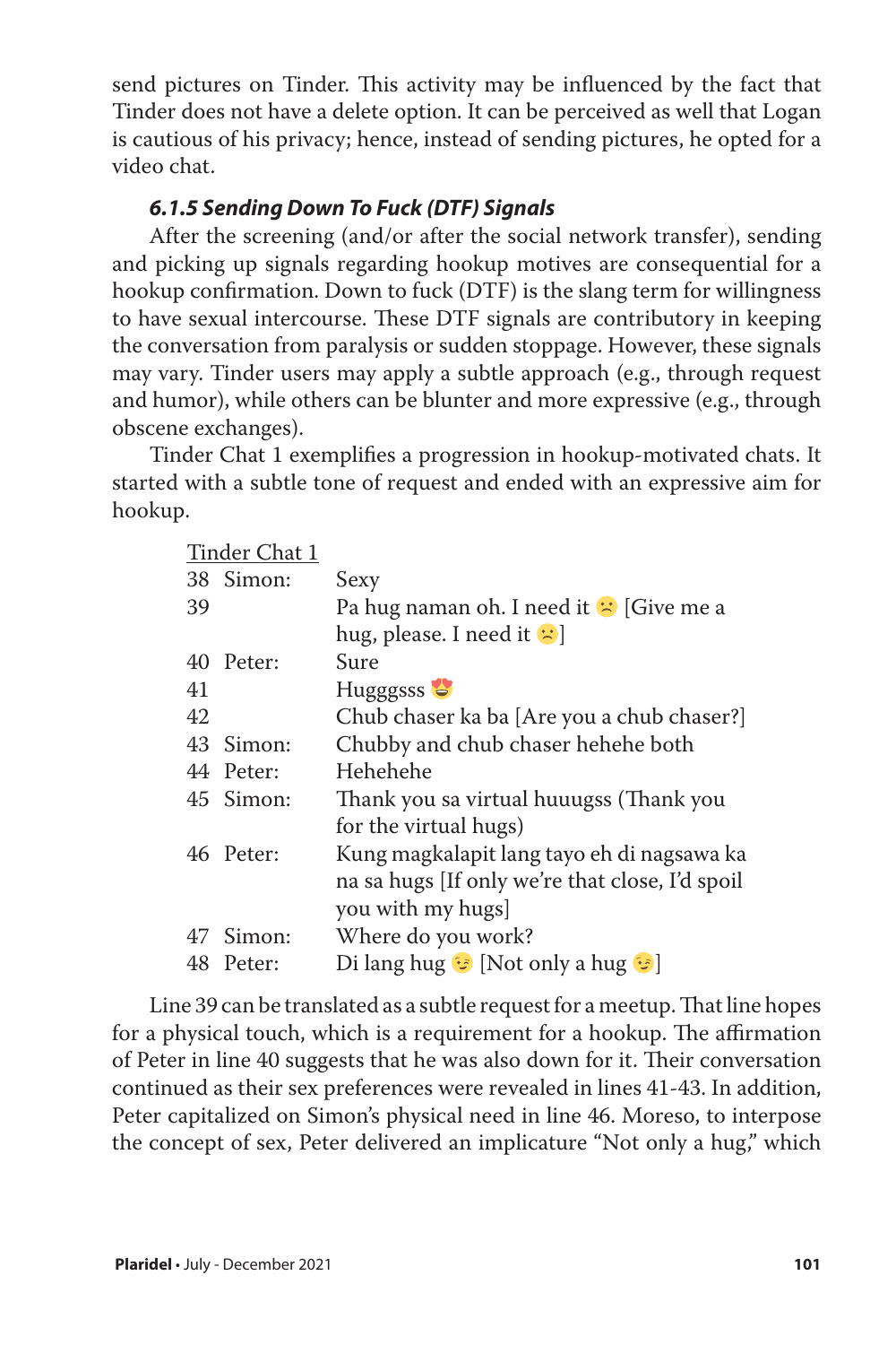send pictures on Tinder. This activity may be influenced by the fact that Tinder does not have a delete option. It can be perceived as well that Logan is cautious of his privacy; hence, instead of sending pictures, he opted for a video chat.

### *6.1.5 Sending Down To Fuck (DTF) Signals*

After the screening (and/or after the social network transfer), sending and picking up signals regarding hookup motives are consequential for a hookup confirmation. Down to fuck (DTF) is the slang term for willingness to have sexual intercourse. These DTF signals are contributory in keeping the conversation from paralysis or sudden stoppage. However, these signals may vary. Tinder users may apply a subtle approach (e.g., through request and humor), while others can be blunter and more expressive (e.g., through obscene exchanges).

Tinder Chat 1 exemplifies a progression in hookup-motivated chats. It started with a subtle tone of request and ended with an expressive aim for hookup.

<u>Tinder Chat 1</u>

| | | |
|---|---|---|
| 38 | Simon: | Sexy |
| 39 | | Pa hug naman oh. I need it 😟 [Give me a hug, please. I need it 😟] |
| 40 | Peter: | Sure |
| 41 | | Hugggsss 😍 |
| 42 | | Chub chaser ka ba [Are you a chub chaser?] |
| 43 | Simon: | Chubby and chub chaser hehehe both |
| 44 | Peter: | Hehehehe |
| 45 | Simon: | Thank you sa virtual huuugss (Thank you for the virtual hugs) |
| 46 | Peter: | Kung magkalapit lang tayo eh di nagsawa ka na sa hugs [If only we're that close, I'd spoil you with my hugs] |
| 47 | Simon: | Where do you work? |
| 48 | Peter: | Di lang hug 😏 [Not only a hug 😏] |

Line 39 can be translated as a subtle request for a meetup. That line hopes for a physical touch, which is a requirement for a hookup. The affirmation of Peter in line 40 suggests that he was also down for it. Their conversation continued as their sex preferences were revealed in lines 41-43. In addition, Peter capitalized on Simon's physical need in line 46. Moreso, to interpose the concept of sex, Peter delivered an implicature "Not only a hug," which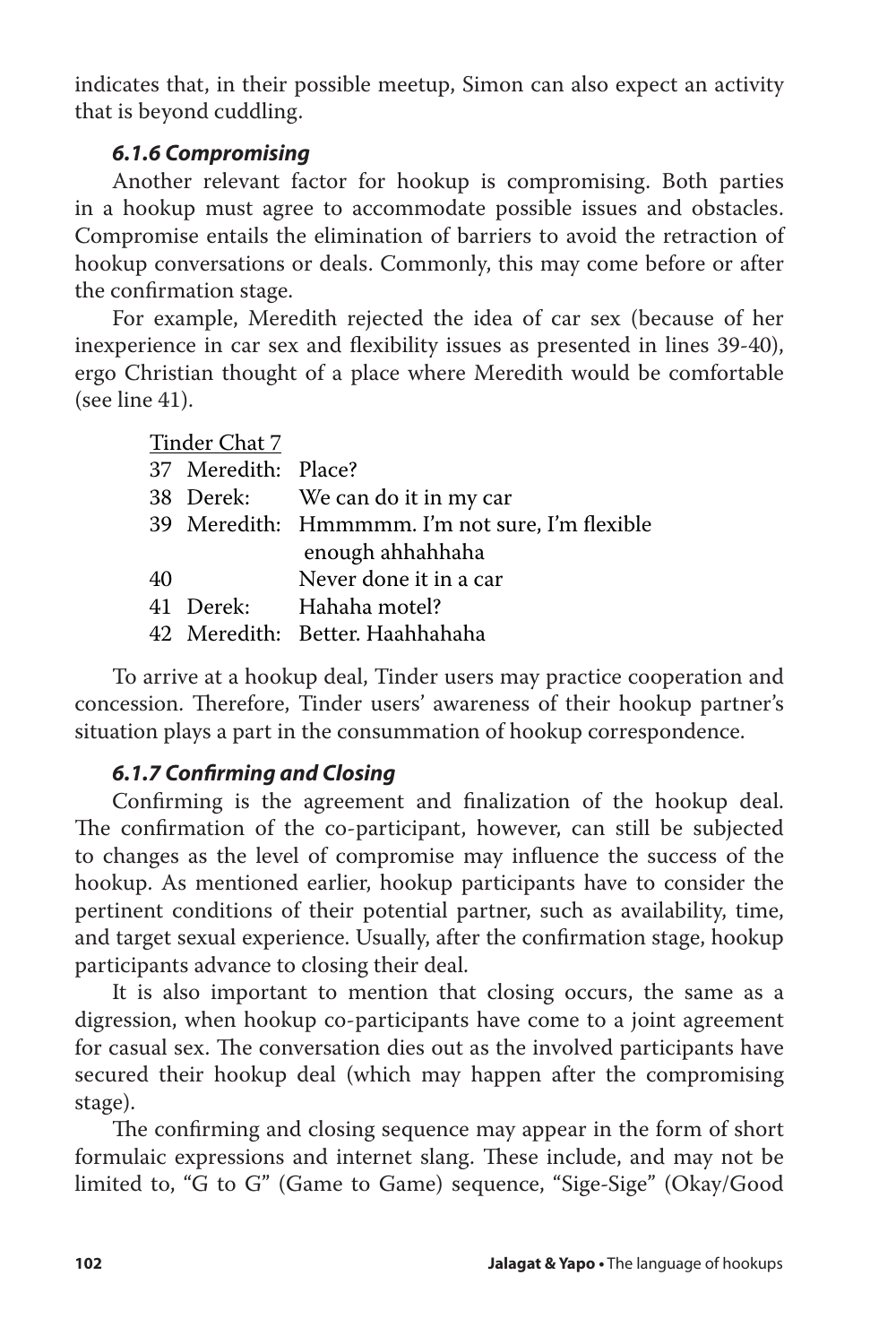indicates that, in their possible meetup, Simon can also expect an activity that is beyond cuddling.

### *6.1.6 Compromising*

Another relevant factor for hookup is compromising. Both parties in a hookup must agree to accommodate possible issues and obstacles. Compromise entails the elimination of barriers to avoid the retraction of hookup conversations or deals. Commonly, this may come before or after the confirmation stage.

For example, Meredith rejected the idea of car sex (because of her inexperience in car sex and flexibility issues as presented in lines 39-40), ergo Christian thought of a place where Meredith would be comfortable (see line 41).

Tinder Chat 7

| | | |
|---|---|---|
| 37 | Meredith: | Place? |
| 38 | Derek: | We can do it in my car |
| 39 | Meredith: | Hmmmmm. I'm not sure, I'm flexible enough ahhahhaha |
| 40 | | Never done it in a car |
| 41 | Derek: | Hahaha motel? |
| 42 | Meredith: | Better. Haahhahaha |

To arrive at a hookup deal, Tinder users may practice cooperation and concession. Therefore, Tinder users' awareness of their hookup partner's situation plays a part in the consummation of hookup correspondence.

### *6.1.7 Confirming and Closing*

Confirming is the agreement and finalization of the hookup deal. The confirmation of the co-participant, however, can still be subjected to changes as the level of compromise may influence the success of the hookup. As mentioned earlier, hookup participants have to consider the pertinent conditions of their potential partner, such as availability, time, and target sexual experience. Usually, after the confirmation stage, hookup participants advance to closing their deal.

It is also important to mention that closing occurs, the same as a digression, when hookup co-participants have come to a joint agreement for casual sex. The conversation dies out as the involved participants have secured their hookup deal (which may happen after the compromising stage).

The confirming and closing sequence may appear in the form of short formulaic expressions and internet slang. These include, and may not be limited to, "G to G" (Game to Game) sequence, "Sige-Sige" (Okay/Good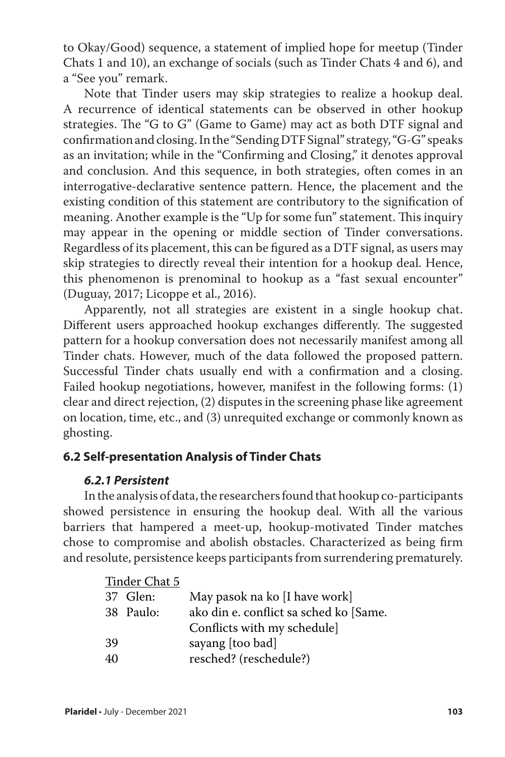to Okay/Good) sequence, a statement of implied hope for meetup (Tinder Chats 1 and 10), an exchange of socials (such as Tinder Chats 4 and 6), and a "See you" remark.

Note that Tinder users may skip strategies to realize a hookup deal. A recurrence of identical statements can be observed in other hookup strategies. The "G to G" (Game to Game) may act as both DTF signal and confirmation and closing. In the "Sending DTF Signal" strategy, "G-G" speaks as an invitation; while in the "Confirming and Closing," it denotes approval and conclusion. And this sequence, in both strategies, often comes in an interrogative-declarative sentence pattern. Hence, the placement and the existing condition of this statement are contributory to the signification of meaning. Another example is the "Up for some fun" statement. This inquiry may appear in the opening or middle section of Tinder conversations. Regardless of its placement, this can be figured as a DTF signal, as users may skip strategies to directly reveal their intention for a hookup deal. Hence, this phenomenon is prenominal to hookup as a "fast sexual encounter" (Duguay, 2017; Licoppe et al., 2016).

Apparently, not all strategies are existent in a single hookup chat. Different users approached hookup exchanges differently. The suggested pattern for a hookup conversation does not necessarily manifest among all Tinder chats. However, much of the data followed the proposed pattern. Successful Tinder chats usually end with a confirmation and a closing. Failed hookup negotiations, however, manifest in the following forms: (1) clear and direct rejection, (2) disputes in the screening phase like agreement on location, time, etc., and (3) unrequited exchange or commonly known as ghosting.

## 6.2 Self-presentation Analysis of Tinder Chats

### *6.2.1 Persistent*

In the analysis of data, the researchers found that hookup co-participants showed persistence in ensuring the hookup deal. With all the various barriers that hampered a meet-up, hookup-motivated Tinder matches chose to compromise and abolish obstacles. Characterized as being firm and resolute, persistence keeps participants from surrendering prematurely.

Tinder Chat 5

| | | |
|---|---|---|
| 37 | Glen: | May pasok na ko [I have work] |
| 38 | Paulo: | ako din e. conflict sa sched ko [Same. Conflicts with my schedule] |
| 39 | | sayang [too bad] |
| 40 | | resched? (reschedule?) |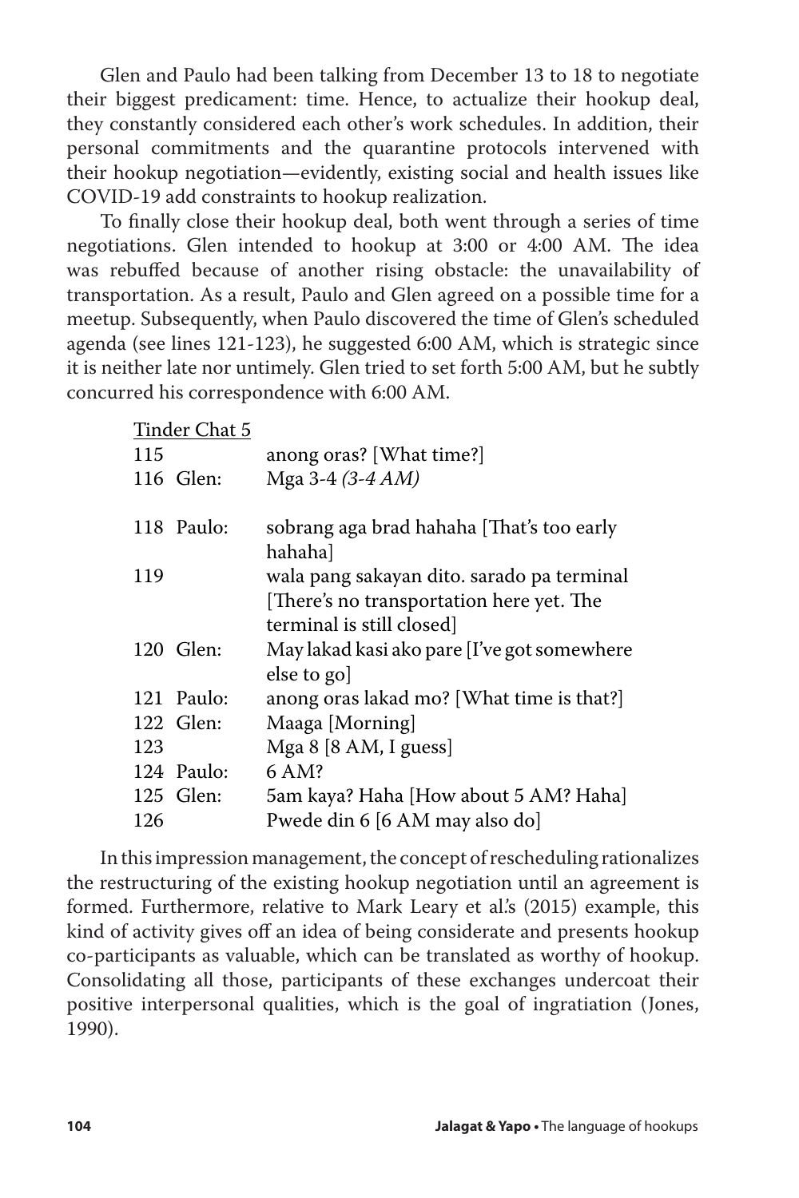Glen and Paulo had been talking from December 13 to 18 to negotiate their biggest predicament: time. Hence, to actualize their hookup deal, they constantly considered each other's work schedules. In addition, their personal commitments and the quarantine protocols intervened with their hookup negotiation—evidently, existing social and health issues like COVID-19 add constraints to hookup realization.

To finally close their hookup deal, both went through a series of time negotiations. Glen intended to hookup at 3:00 or 4:00 AM. The idea was rebuffed because of another rising obstacle: the unavailability of transportation. As a result, Paulo and Glen agreed on a possible time for a meetup. Subsequently, when Paulo discovered the time of Glen's scheduled agenda (see lines 121-123), he suggested 6:00 AM, which is strategic since it is neither late nor untimely. Glen tried to set forth 5:00 AM, but he subtly concurred his correspondence with 6:00 AM.

<u>Tinder Chat 5</u>

| | |
|---|---|
| 115 | anong oras? [What time?] |
| 116 Glen: | Mga 3-4 *(3-4 AM)* |
| 118 Paulo: | sobrang aga brad hahaha [That's too early hahaha] |
| 119 | wala pang sakayan dito. sarado pa terminal [There's no transportation here yet. The terminal is still closed] |
| 120 Glen: | May lakad kasi ako pare [I've got somewhere else to go] |
| 121 Paulo: | anong oras lakad mo? [What time is that?] |
| 122 Glen: | Maaga [Morning] |
| 123 | Mga 8 [8 AM, I guess] |
| 124 Paulo: | 6 AM? |
| 125 Glen: | 5am kaya? Haha [How about 5 AM? Haha] |
| 126 | Pwede din 6 [6 AM may also do] |

In this impression management, the concept of rescheduling rationalizes the restructuring of the existing hookup negotiation until an agreement is formed. Furthermore, relative to Mark Leary et al.'s (2015) example, this kind of activity gives off an idea of being considerate and presents hookup co-participants as valuable, which can be translated as worthy of hookup. Consolidating all those, participants of these exchanges undercoat their positive interpersonal qualities, which is the goal of ingratiation (Jones, 1990).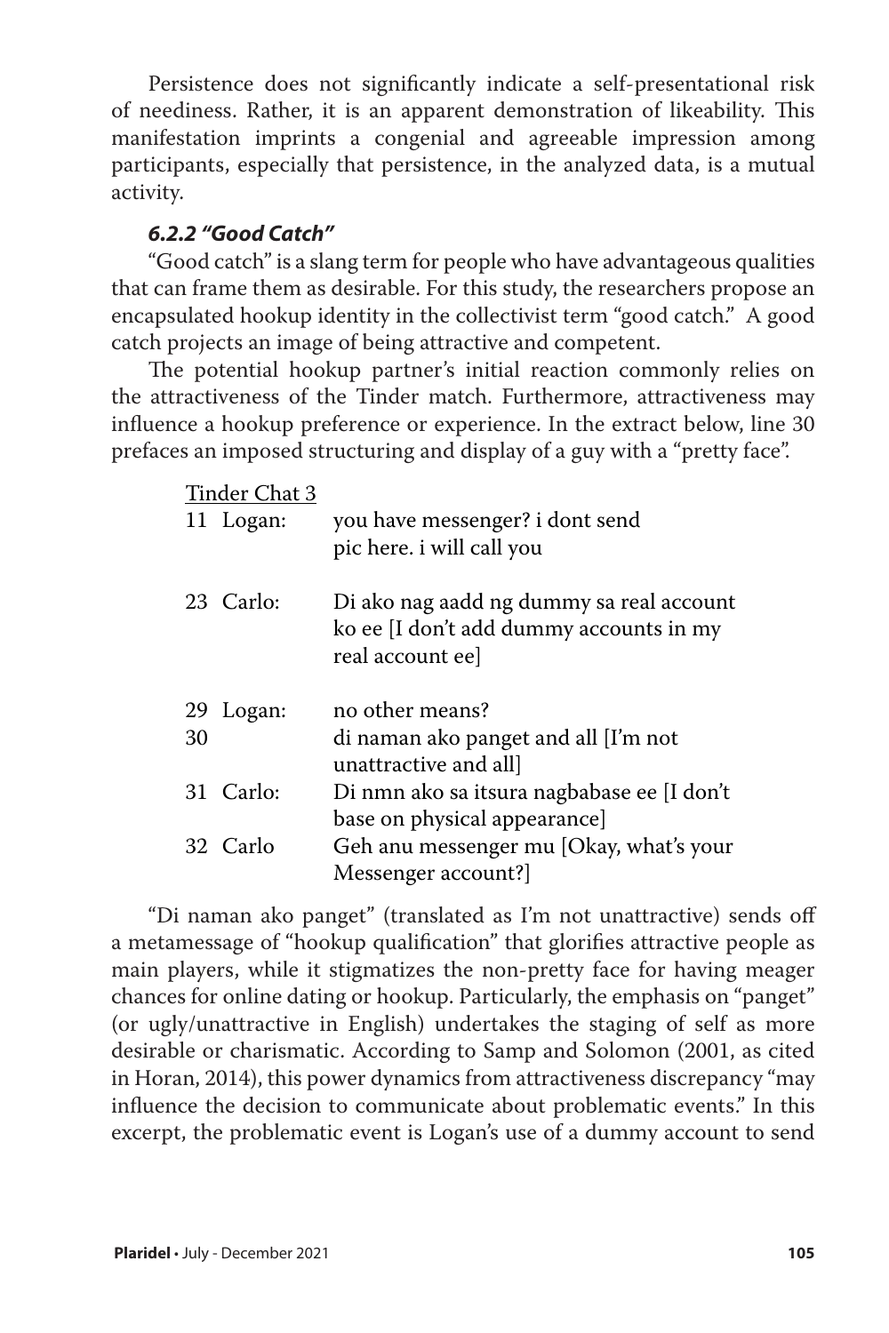Persistence does not significantly indicate a self-presentational risk of neediness. Rather, it is an apparent demonstration of likeability. This manifestation imprints a congenial and agreeable impression among participants, especially that persistence, in the analyzed data, is a mutual activity.

### *6.2.2 "Good Catch"*

"Good catch" is a slang term for people who have advantageous qualities that can frame them as desirable. For this study, the researchers propose an encapsulated hookup identity in the collectivist term "good catch." A good catch projects an image of being attractive and competent.

The potential hookup partner's initial reaction commonly relies on the attractiveness of the Tinder match. Furthermore, attractiveness may influence a hookup preference or experience. In the extract below, line 30 prefaces an imposed structuring and display of a guy with a "pretty face".

<u>Tinder Chat 3</u>

| | | |
|---|---|---|
| 11 | Logan: | you have messenger? i dont send pic here. i will call you |
| 23 | Carlo: | Di ako nag aadd ng dummy sa real account ko ee [I don't add dummy accounts in my real account ee] |
| 29 | Logan: | no other means? |
| 30 | | di naman ako panget and all [I'm not unattractive and all] |
| 31 | Carlo: | Di nmn ako sa itsura nagbabase ee [I don't base on physical appearance] |
| 32 | Carlo | Geh anu messenger mu [Okay, what's your Messenger account?] |

"Di naman ako panget" (translated as I'm not unattractive) sends off a metamessage of "hookup qualification" that glorifies attractive people as main players, while it stigmatizes the non-pretty face for having meager chances for online dating or hookup. Particularly, the emphasis on "panget" (or ugly/unattractive in English) undertakes the staging of self as more desirable or charismatic. According to Samp and Solomon (2001, as cited in Horan, 2014), this power dynamics from attractiveness discrepancy "may influence the decision to communicate about problematic events." In this excerpt, the problematic event is Logan's use of a dummy account to send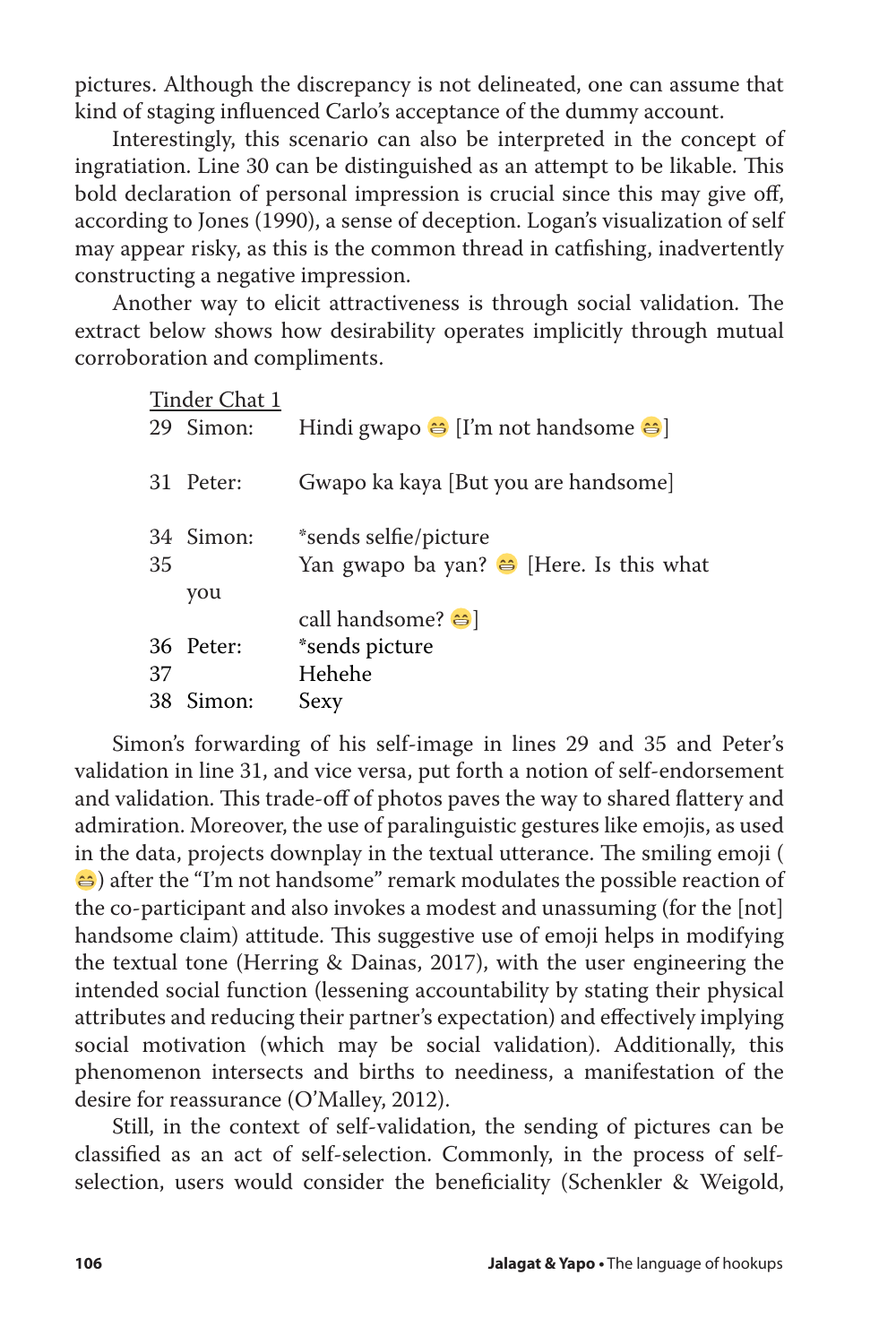pictures. Although the discrepancy is not delineated, one can assume that kind of staging influenced Carlo's acceptance of the dummy account.

Interestingly, this scenario can also be interpreted in the concept of ingratiation. Line 30 can be distinguished as an attempt to be likable. This bold declaration of personal impression is crucial since this may give off, according to Jones (1990), a sense of deception. Logan's visualization of self may appear risky, as this is the common thread in catfishing, inadvertently constructing a negative impression.

Another way to elicit attractiveness is through social validation. The extract below shows how desirability operates implicitly through mutual corroboration and compliments.

Tinder Chat 1

```
29  Simon:   Hindi gwapo 😁 [I'm not handsome 😁]

31  Peter:   Gwapo ka kaya [But you are handsome]

34  Simon:   *sends selfie/picture
35           Yan gwapo ba yan? 😁 [Here. Is this what you
             call handsome? 😁]
36  Peter:   *sends picture
37           Hehehe
38  Simon:   Sexy
```

Simon's forwarding of his self-image in lines 29 and 35 and Peter's validation in line 31, and vice versa, put forth a notion of self-endorsement and validation. This trade-off of photos paves the way to shared flattery and admiration. Moreover, the use of paralinguistic gestures like emojis, as used in the data, projects downplay in the textual utterance. The smiling emoji (😁) after the "I'm not handsome" remark modulates the possible reaction of the co-participant and also invokes a modest and unassuming (for the [not] handsome claim) attitude. This suggestive use of emoji helps in modifying the textual tone (Herring & Dainas, 2017), with the user engineering the intended social function (lessening accountability by stating their physical attributes and reducing their partner's expectation) and effectively implying social motivation (which may be social validation). Additionally, this phenomenon intersects and births to neediness, a manifestation of the desire for reassurance (O'Malley, 2012).

Still, in the context of self-validation, the sending of pictures can be classified as an act of self-selection. Commonly, in the process of self-selection, users would consider the beneficiality (Schenkler & Weigold,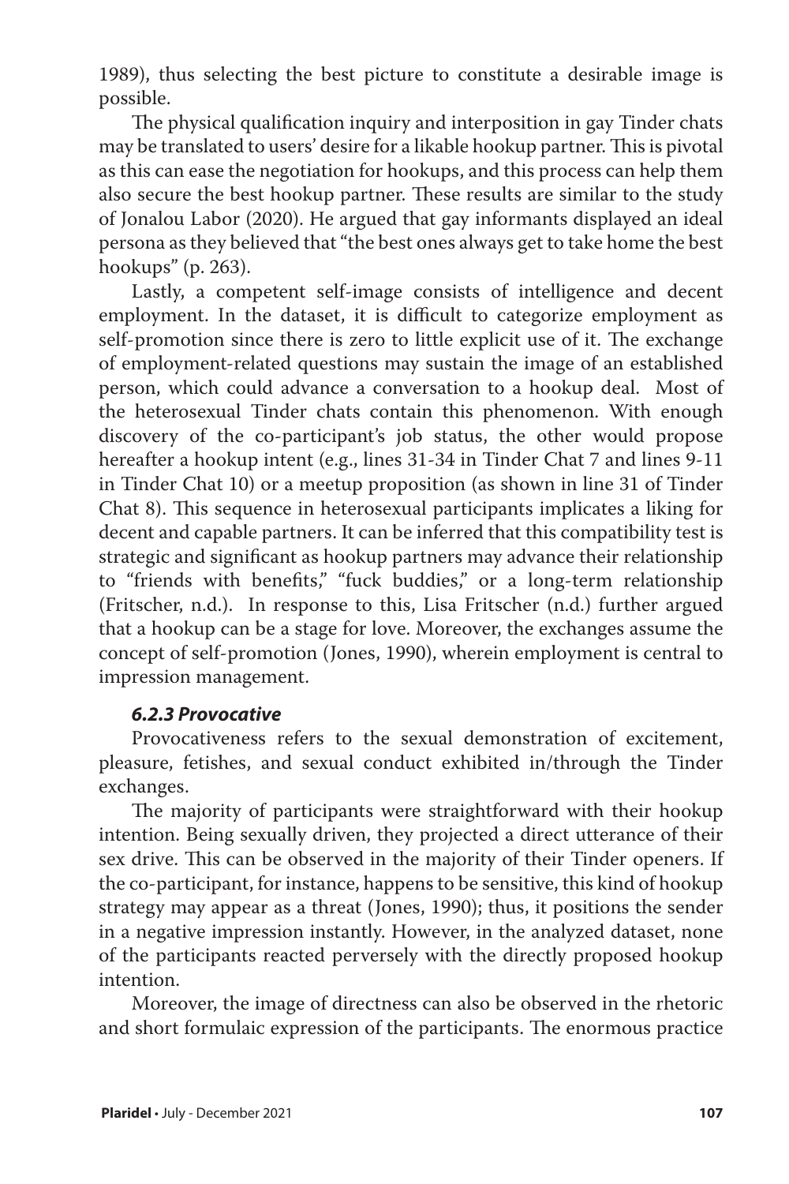1989), thus selecting the best picture to constitute a desirable image is possible.

The physical qualification inquiry and interposition in gay Tinder chats may be translated to users' desire for a likable hookup partner. This is pivotal as this can ease the negotiation for hookups, and this process can help them also secure the best hookup partner. These results are similar to the study of Jonalou Labor (2020). He argued that gay informants displayed an ideal persona as they believed that "the best ones always get to take home the best hookups" (p. 263).

Lastly, a competent self-image consists of intelligence and decent employment. In the dataset, it is difficult to categorize employment as self-promotion since there is zero to little explicit use of it. The exchange of employment-related questions may sustain the image of an established person, which could advance a conversation to a hookup deal. Most of the heterosexual Tinder chats contain this phenomenon. With enough discovery of the co-participant's job status, the other would propose hereafter a hookup intent (e.g., lines 31-34 in Tinder Chat 7 and lines 9-11 in Tinder Chat 10) or a meetup proposition (as shown in line 31 of Tinder Chat 8). This sequence in heterosexual participants implicates a liking for decent and capable partners. It can be inferred that this compatibility test is strategic and significant as hookup partners may advance their relationship to "friends with benefits," "fuck buddies," or a long-term relationship (Fritscher, n.d.). In response to this, Lisa Fritscher (n.d.) further argued that a hookup can be a stage for love. Moreover, the exchanges assume the concept of self-promotion (Jones, 1990), wherein employment is central to impression management.

#### *6.2.3 Provocative*

Provocativeness refers to the sexual demonstration of excitement, pleasure, fetishes, and sexual conduct exhibited in/through the Tinder exchanges.

The majority of participants were straightforward with their hookup intention. Being sexually driven, they projected a direct utterance of their sex drive. This can be observed in the majority of their Tinder openers. If the co-participant, for instance, happens to be sensitive, this kind of hookup strategy may appear as a threat (Jones, 1990); thus, it positions the sender in a negative impression instantly. However, in the analyzed dataset, none of the participants reacted perversely with the directly proposed hookup intention.

Moreover, the image of directness can also be observed in the rhetoric and short formulaic expression of the participants. The enormous practice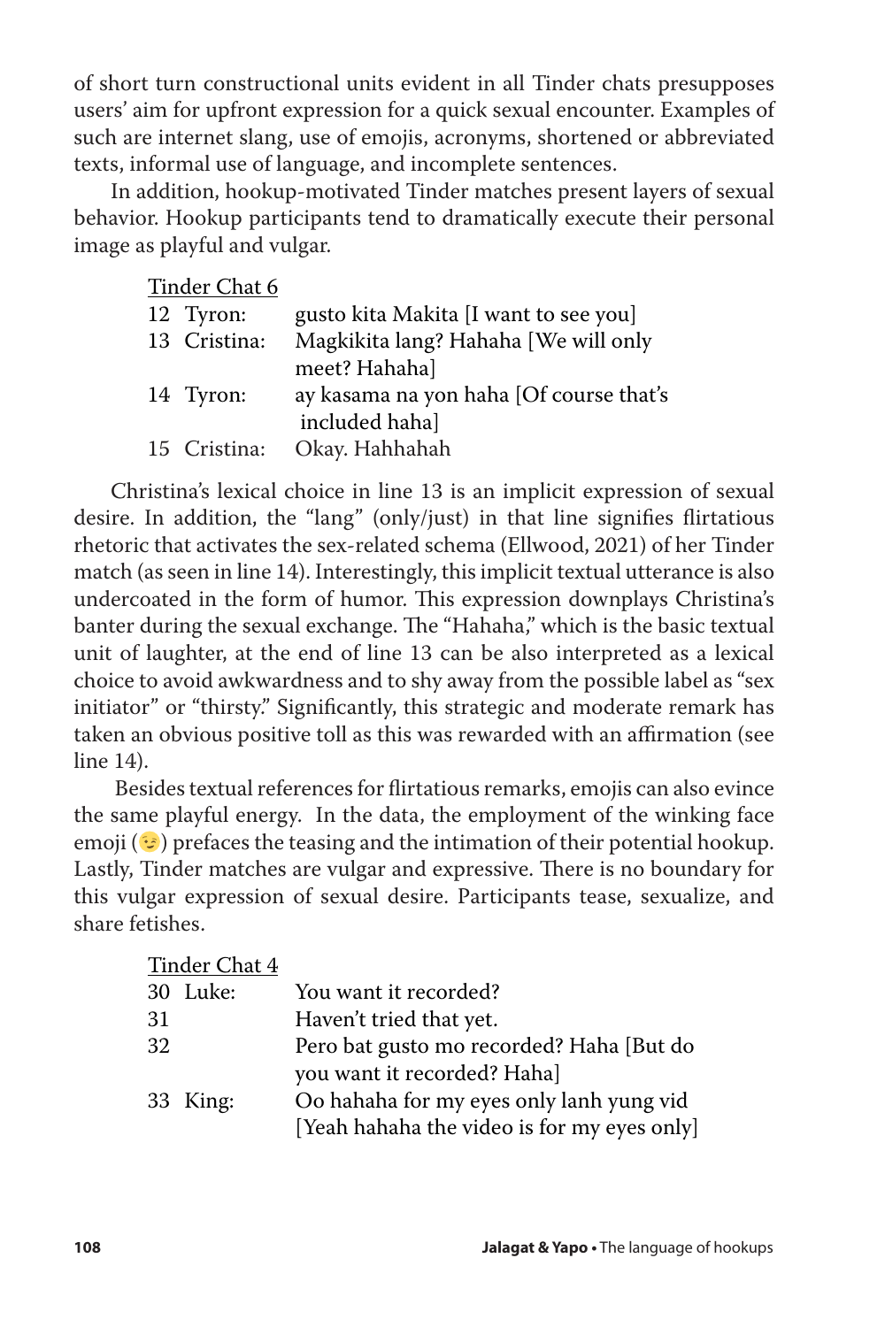of short turn constructional units evident in all Tinder chats presupposes users' aim for upfront expression for a quick sexual encounter. Examples of such are internet slang, use of emojis, acronyms, shortened or abbreviated texts, informal use of language, and incomplete sentences.

In addition, hookup-motivated Tinder matches present layers of sexual behavior. Hookup participants tend to dramatically execute their personal image as playful and vulgar.

<u>Tinder Chat 6</u>

| | | |
|---|---|---|
| 12 | Tyron: | gusto kita Makita [I want to see you] |
| 13 | Cristina: | Magkikita lang? Hahaha [We will only meet? Hahaha] |
| 14 | Tyron: | ay kasama na yon haha [Of course that's included haha] |
| 15 | Cristina: | Okay. Hahhahah |

Christina's lexical choice in line 13 is an implicit expression of sexual desire. In addition, the "lang" (only/just) in that line signifies flirtatious rhetoric that activates the sex-related schema (Ellwood, 2021) of her Tinder match (as seen in line 14). Interestingly, this implicit textual utterance is also undercoated in the form of humor. This expression downplays Christina's banter during the sexual exchange. The "Hahaha," which is the basic textual unit of laughter, at the end of line 13 can be also interpreted as a lexical choice to avoid awkwardness and to shy away from the possible label as "sex initiator" or "thirsty." Significantly, this strategic and moderate remark has taken an obvious positive toll as this was rewarded with an affirmation (see line 14).

Besides textual references for flirtatious remarks, emojis can also evince the same playful energy. In the data, the employment of the winking face emoji (😉) prefaces the teasing and the intimation of their potential hookup. Lastly, Tinder matches are vulgar and expressive. There is no boundary for this vulgar expression of sexual desire. Participants tease, sexualize, and share fetishes.

<u>Tinder Chat 4</u>

| | | |
|---|---|---|
| 30 | Luke: | You want it recorded? |
| 31 | | Haven't tried that yet. |
| 32 | | Pero bat gusto mo recorded? Haha [But do you want it recorded? Haha] |
| 33 | King: | Oo hahaha for my eyes only lanh yung vid [Yeah hahaha the video is for my eyes only] |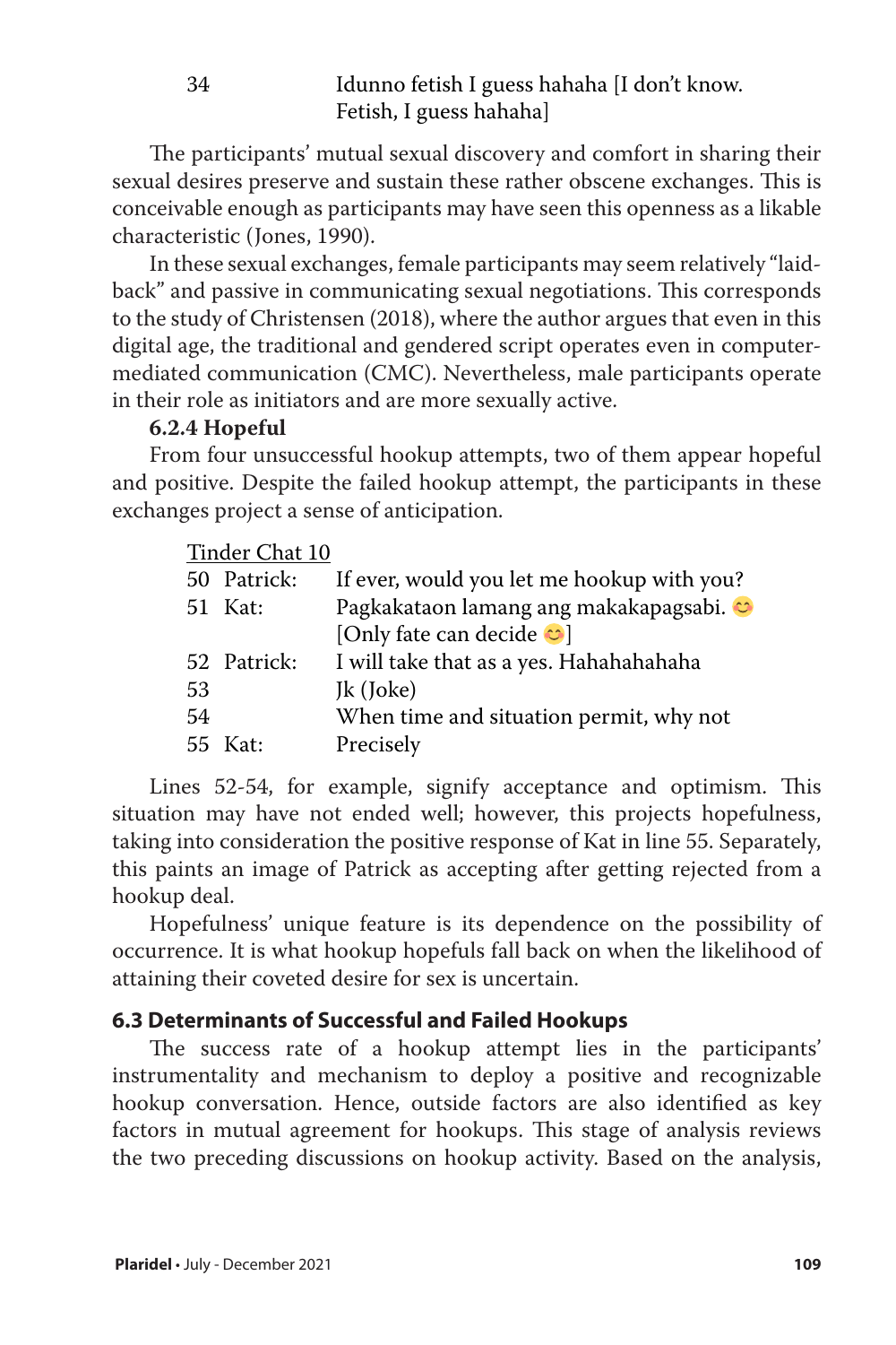| | |
|---|---|
| 34 | Idunno fetish I guess hahaha [I don't know. Fetish, I guess hahaha] |

The participants' mutual sexual discovery and comfort in sharing their sexual desires preserve and sustain these rather obscene exchanges. This is conceivable enough as participants may have seen this openness as a likable characteristic (Jones, 1990).

In these sexual exchanges, female participants may seem relatively "laid-back" and passive in communicating sexual negotiations. This corresponds to the study of Christensen (2018), where the author argues that even in this digital age, the traditional and gendered script operates even in computer-mediated communication (CMC). Nevertheless, male participants operate in their role as initiators and are more sexually active.

#### 6.2.4 Hopeful

From four unsuccessful hookup attempts, two of them appear hopeful and positive. Despite the failed hookup attempt, the participants in these exchanges project a sense of anticipation.

Tinder Chat 10

| | | |
|---|---|---|
| 50 | Patrick: | If ever, would you let me hookup with you? |
| 51 | Kat: | Pagkakataon lamang ang makakapagsabi. 😊 [Only fate can decide 😊] |
| 52 | Patrick: | I will take that as a yes. Hahahahahaha |
| 53 | | Jk (Joke) |
| 54 | | When time and situation permit, why not |
| 55 | Kat: | Precisely |

Lines 52-54, for example, signify acceptance and optimism. This situation may have not ended well; however, this projects hopefulness, taking into consideration the positive response of Kat in line 55. Separately, this paints an image of Patrick as accepting after getting rejected from a hookup deal.

Hopefulness' unique feature is its dependence on the possibility of occurrence. It is what hookup hopefuls fall back on when the likelihood of attaining their coveted desire for sex is uncertain.

### 6.3 Determinants of Successful and Failed Hookups

The success rate of a hookup attempt lies in the participants' instrumentality and mechanism to deploy a positive and recognizable hookup conversation. Hence, outside factors are also identified as key factors in mutual agreement for hookups. This stage of analysis reviews the two preceding discussions on hookup activity. Based on the analysis,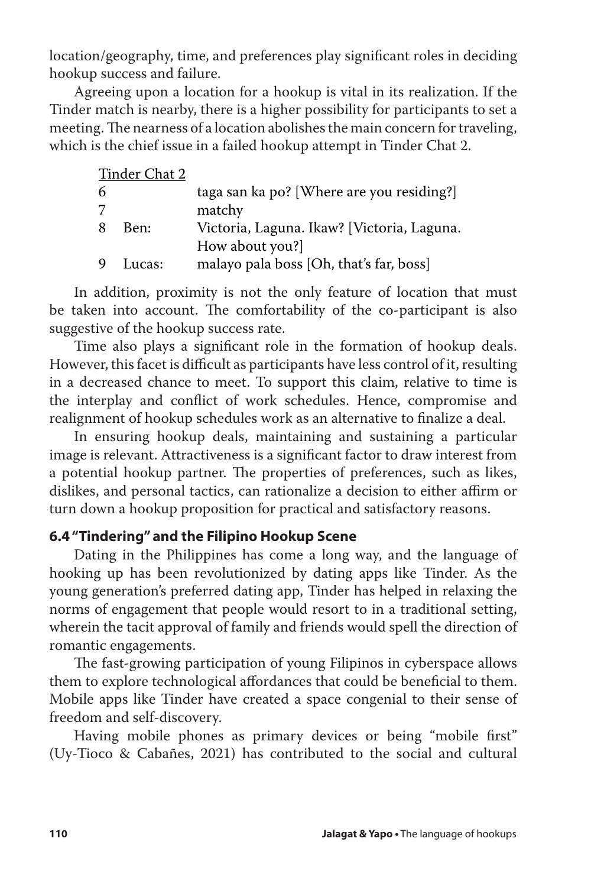location/geography, time, and preferences play significant roles in deciding hookup success and failure.

Agreeing upon a location for a hookup is vital in its realization. If the Tinder match is nearby, there is a higher possibility for participants to set a meeting. The nearness of a location abolishes the main concern for traveling, which is the chief issue in a failed hookup attempt in Tinder Chat 2.

Tinder Chat 2

| | | |
|---|---|---|
| 6 | | taga san ka po? [Where are you residing?] |
| 7 | | matchy |
| 8 | Ben: | Victoria, Laguna. Ikaw? [Victoria, Laguna. How about you?] |
| 9 | Lucas: | malayo pala boss [Oh, that's far, boss] |

In addition, proximity is not the only feature of location that must be taken into account. The comfortability of the co-participant is also suggestive of the hookup success rate.

Time also plays a significant role in the formation of hookup deals. However, this facet is difficult as participants have less control of it, resulting in a decreased chance to meet. To support this claim, relative to time is the interplay and conflict of work schedules. Hence, compromise and realignment of hookup schedules work as an alternative to finalize a deal.

In ensuring hookup deals, maintaining and sustaining a particular image is relevant. Attractiveness is a significant factor to draw interest from a potential hookup partner. The properties of preferences, such as likes, dislikes, and personal tactics, can rationalize a decision to either affirm or turn down a hookup proposition for practical and satisfactory reasons.

### 6.4 "Tindering" and the Filipino Hookup Scene

Dating in the Philippines has come a long way, and the language of hooking up has been revolutionized by dating apps like Tinder. As the young generation's preferred dating app, Tinder has helped in relaxing the norms of engagement that people would resort to in a traditional setting, wherein the tacit approval of family and friends would spell the direction of romantic engagements.

The fast-growing participation of young Filipinos in cyberspace allows them to explore technological affordances that could be beneficial to them. Mobile apps like Tinder have created a space congenial to their sense of freedom and self-discovery.

Having mobile phones as primary devices or being "mobile first" (Uy-Tioco & Cabañes, 2021) has contributed to the social and cultural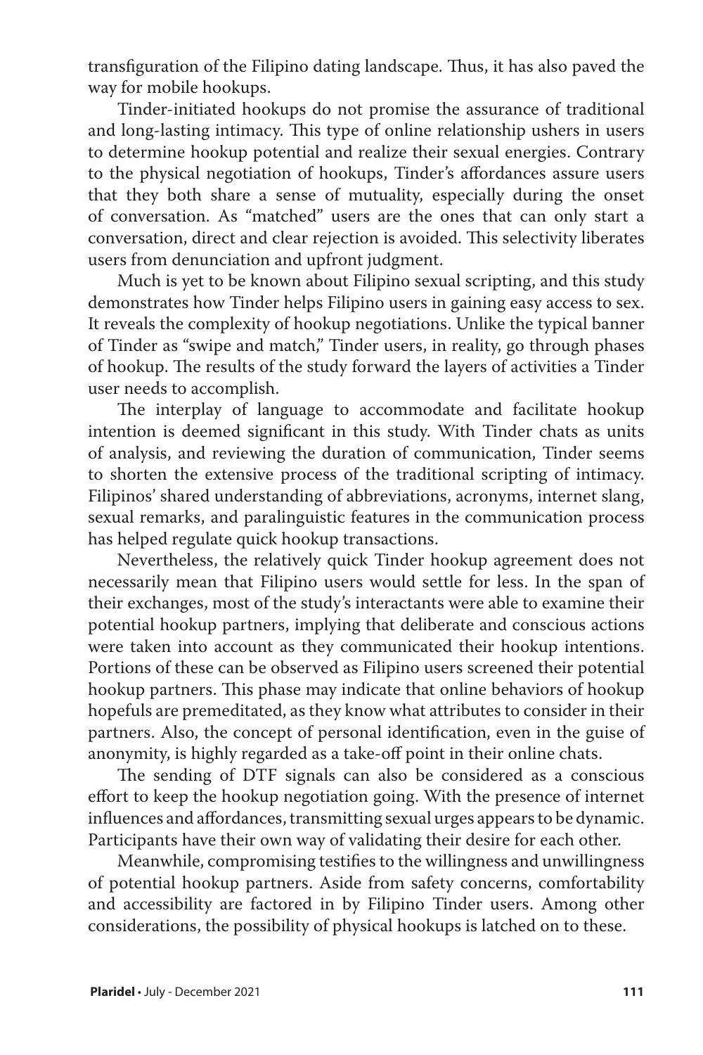transfiguration of the Filipino dating landscape. Thus, it has also paved the way for mobile hookups.

Tinder-initiated hookups do not promise the assurance of traditional and long-lasting intimacy. This type of online relationship ushers in users to determine hookup potential and realize their sexual energies. Contrary to the physical negotiation of hookups, Tinder's affordances assure users that they both share a sense of mutuality, especially during the onset of conversation. As "matched" users are the ones that can only start a conversation, direct and clear rejection is avoided. This selectivity liberates users from denunciation and upfront judgment.

Much is yet to be known about Filipino sexual scripting, and this study demonstrates how Tinder helps Filipino users in gaining easy access to sex. It reveals the complexity of hookup negotiations. Unlike the typical banner of Tinder as "swipe and match," Tinder users, in reality, go through phases of hookup. The results of the study forward the layers of activities a Tinder user needs to accomplish.

The interplay of language to accommodate and facilitate hookup intention is deemed significant in this study. With Tinder chats as units of analysis, and reviewing the duration of communication, Tinder seems to shorten the extensive process of the traditional scripting of intimacy. Filipinos' shared understanding of abbreviations, acronyms, internet slang, sexual remarks, and paralinguistic features in the communication process has helped regulate quick hookup transactions.

Nevertheless, the relatively quick Tinder hookup agreement does not necessarily mean that Filipino users would settle for less. In the span of their exchanges, most of the study's interactants were able to examine their potential hookup partners, implying that deliberate and conscious actions were taken into account as they communicated their hookup intentions. Portions of these can be observed as Filipino users screened their potential hookup partners. This phase may indicate that online behaviors of hookup hopefuls are premeditated, as they know what attributes to consider in their partners. Also, the concept of personal identification, even in the guise of anonymity, is highly regarded as a take-off point in their online chats.

The sending of DTF signals can also be considered as a conscious effort to keep the hookup negotiation going. With the presence of internet influences and affordances, transmitting sexual urges appears to be dynamic. Participants have their own way of validating their desire for each other.

Meanwhile, compromising testifies to the willingness and unwillingness of potential hookup partners. Aside from safety concerns, comfortability and accessibility are factored in by Filipino Tinder users. Among other considerations, the possibility of physical hookups is latched on to these.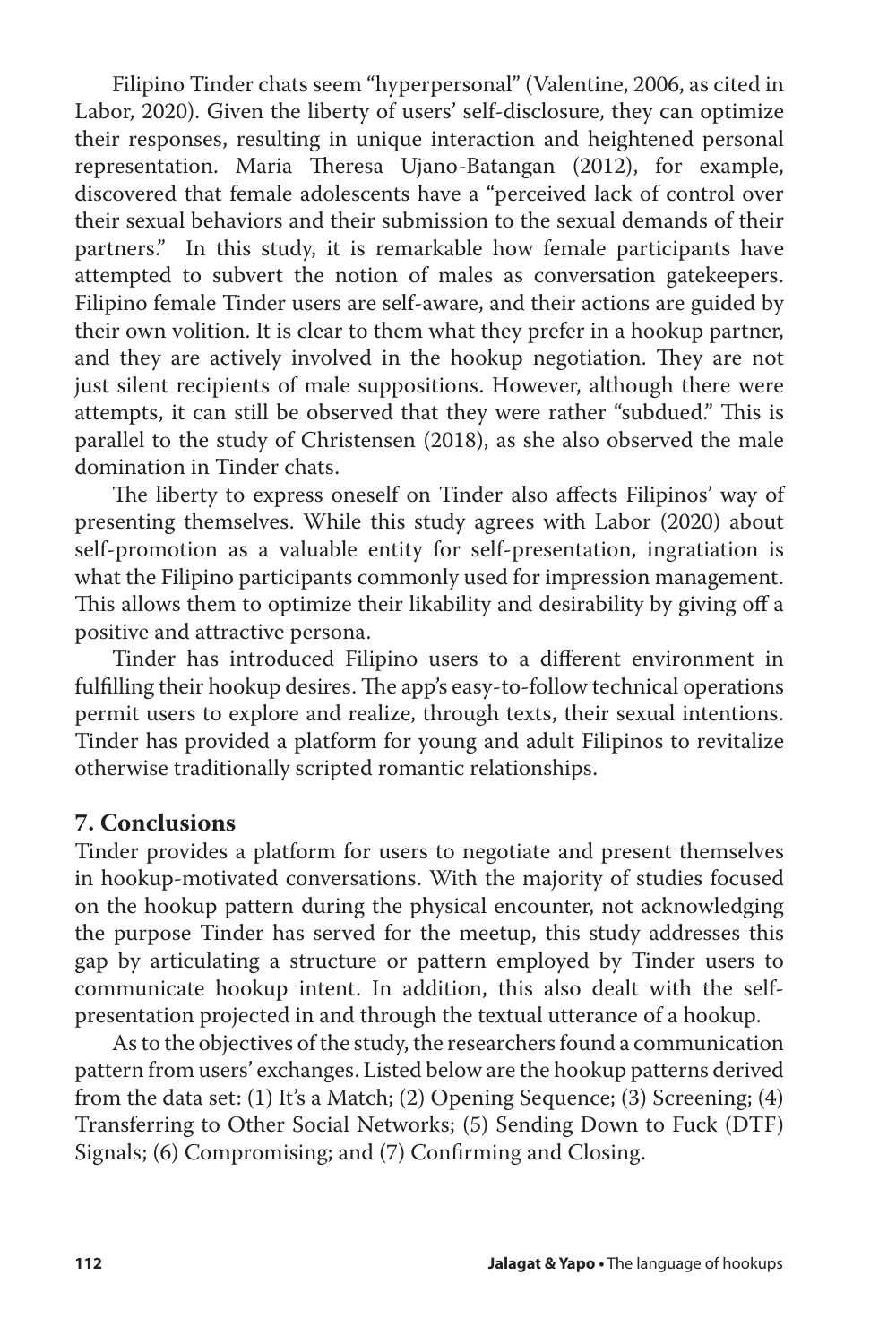Filipino Tinder chats seem "hyperpersonal" (Valentine, 2006, as cited in Labor, 2020). Given the liberty of users' self-disclosure, they can optimize their responses, resulting in unique interaction and heightened personal representation. Maria Theresa Ujano-Batangan (2012), for example, discovered that female adolescents have a "perceived lack of control over their sexual behaviors and their submission to the sexual demands of their partners." In this study, it is remarkable how female participants have attempted to subvert the notion of males as conversation gatekeepers. Filipino female Tinder users are self-aware, and their actions are guided by their own volition. It is clear to them what they prefer in a hookup partner, and they are actively involved in the hookup negotiation. They are not just silent recipients of male suppositions. However, although there were attempts, it can still be observed that they were rather "subdued." This is parallel to the study of Christensen (2018), as she also observed the male domination in Tinder chats.

The liberty to express oneself on Tinder also affects Filipinos' way of presenting themselves. While this study agrees with Labor (2020) about self-promotion as a valuable entity for self-presentation, ingratiation is what the Filipino participants commonly used for impression management. This allows them to optimize their likability and desirability by giving off a positive and attractive persona.

Tinder has introduced Filipino users to a different environment in fulfilling their hookup desires. The app's easy-to-follow technical operations permit users to explore and realize, through texts, their sexual intentions. Tinder has provided a platform for young and adult Filipinos to revitalize otherwise traditionally scripted romantic relationships.

## 7. Conclusions

Tinder provides a platform for users to negotiate and present themselves in hookup-motivated conversations. With the majority of studies focused on the hookup pattern during the physical encounter, not acknowledging the purpose Tinder has served for the meetup, this study addresses this gap by articulating a structure or pattern employed by Tinder users to communicate hookup intent. In addition, this also dealt with the self-presentation projected in and through the textual utterance of a hookup.

As to the objectives of the study, the researchers found a communication pattern from users' exchanges. Listed below are the hookup patterns derived from the data set: (1) It's a Match; (2) Opening Sequence; (3) Screening; (4) Transferring to Other Social Networks; (5) Sending Down to Fuck (DTF) Signals; (6) Compromising; and (7) Confirming and Closing.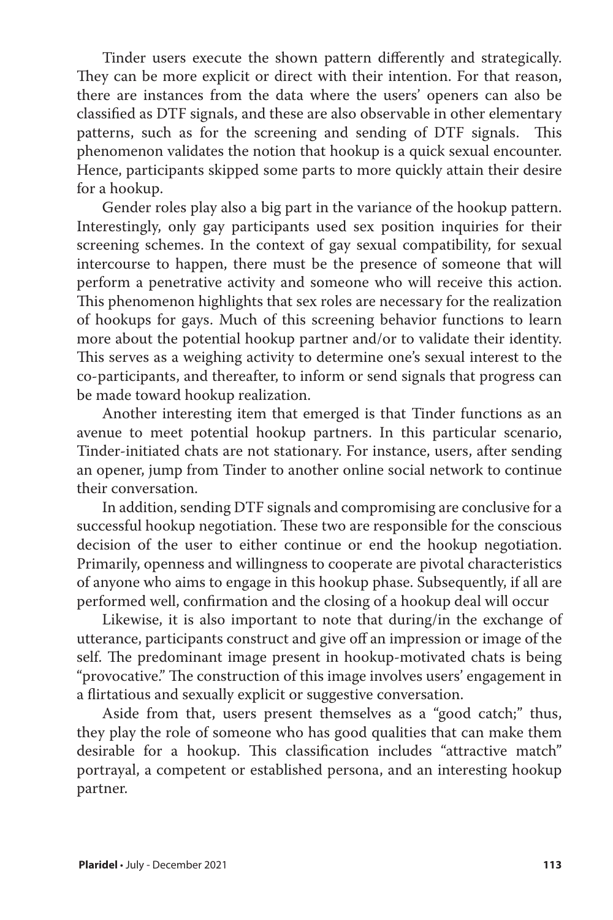Tinder users execute the shown pattern differently and strategically. They can be more explicit or direct with their intention. For that reason, there are instances from the data where the users' openers can also be classified as DTF signals, and these are also observable in other elementary patterns, such as for the screening and sending of DTF signals. This phenomenon validates the notion that hookup is a quick sexual encounter. Hence, participants skipped some parts to more quickly attain their desire for a hookup.

Gender roles play also a big part in the variance of the hookup pattern. Interestingly, only gay participants used sex position inquiries for their screening schemes. In the context of gay sexual compatibility, for sexual intercourse to happen, there must be the presence of someone that will perform a penetrative activity and someone who will receive this action. This phenomenon highlights that sex roles are necessary for the realization of hookups for gays. Much of this screening behavior functions to learn more about the potential hookup partner and/or to validate their identity. This serves as a weighing activity to determine one's sexual interest to the co-participants, and thereafter, to inform or send signals that progress can be made toward hookup realization.

Another interesting item that emerged is that Tinder functions as an avenue to meet potential hookup partners. In this particular scenario, Tinder-initiated chats are not stationary. For instance, users, after sending an opener, jump from Tinder to another online social network to continue their conversation.

In addition, sending DTF signals and compromising are conclusive for a successful hookup negotiation. These two are responsible for the conscious decision of the user to either continue or end the hookup negotiation. Primarily, openness and willingness to cooperate are pivotal characteristics of anyone who aims to engage in this hookup phase. Subsequently, if all are performed well, confirmation and the closing of a hookup deal will occur

Likewise, it is also important to note that during/in the exchange of utterance, participants construct and give off an impression or image of the self. The predominant image present in hookup-motivated chats is being "provocative." The construction of this image involves users' engagement in a flirtatious and sexually explicit or suggestive conversation.

Aside from that, users present themselves as a "good catch;" thus, they play the role of someone who has good qualities that can make them desirable for a hookup. This classification includes "attractive match" portrayal, a competent or established persona, and an interesting hookup partner.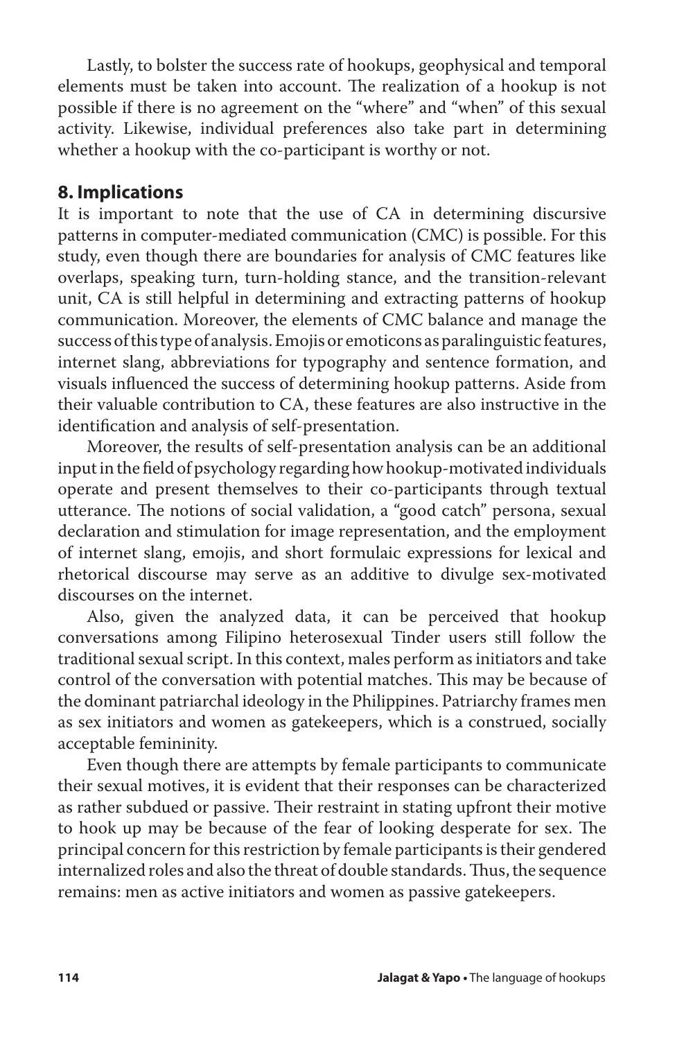Lastly, to bolster the success rate of hookups, geophysical and temporal elements must be taken into account. The realization of a hookup is not possible if there is no agreement on the "where" and "when" of this sexual activity. Likewise, individual preferences also take part in determining whether a hookup with the co-participant is worthy or not.

## 8. Implications

It is important to note that the use of CA in determining discursive patterns in computer-mediated communication (CMC) is possible. For this study, even though there are boundaries for analysis of CMC features like overlaps, speaking turn, turn-holding stance, and the transition-relevant unit, CA is still helpful in determining and extracting patterns of hookup communication. Moreover, the elements of CMC balance and manage the success of this type of analysis. Emojis or emoticons as paralinguistic features, internet slang, abbreviations for typography and sentence formation, and visuals influenced the success of determining hookup patterns. Aside from their valuable contribution to CA, these features are also instructive in the identification and analysis of self-presentation.

Moreover, the results of self-presentation analysis can be an additional input in the field of psychology regarding how hookup-motivated individuals operate and present themselves to their co-participants through textual utterance. The notions of social validation, a "good catch" persona, sexual declaration and stimulation for image representation, and the employment of internet slang, emojis, and short formulaic expressions for lexical and rhetorical discourse may serve as an additive to divulge sex-motivated discourses on the internet.

Also, given the analyzed data, it can be perceived that hookup conversations among Filipino heterosexual Tinder users still follow the traditional sexual script. In this context, males perform as initiators and take control of the conversation with potential matches. This may be because of the dominant patriarchal ideology in the Philippines. Patriarchy frames men as sex initiators and women as gatekeepers, which is a construed, socially acceptable femininity.

Even though there are attempts by female participants to communicate their sexual motives, it is evident that their responses can be characterized as rather subdued or passive. Their restraint in stating upfront their motive to hook up may be because of the fear of looking desperate for sex. The principal concern for this restriction by female participants is their gendered internalized roles and also the threat of double standards. Thus, the sequence remains: men as active initiators and women as passive gatekeepers.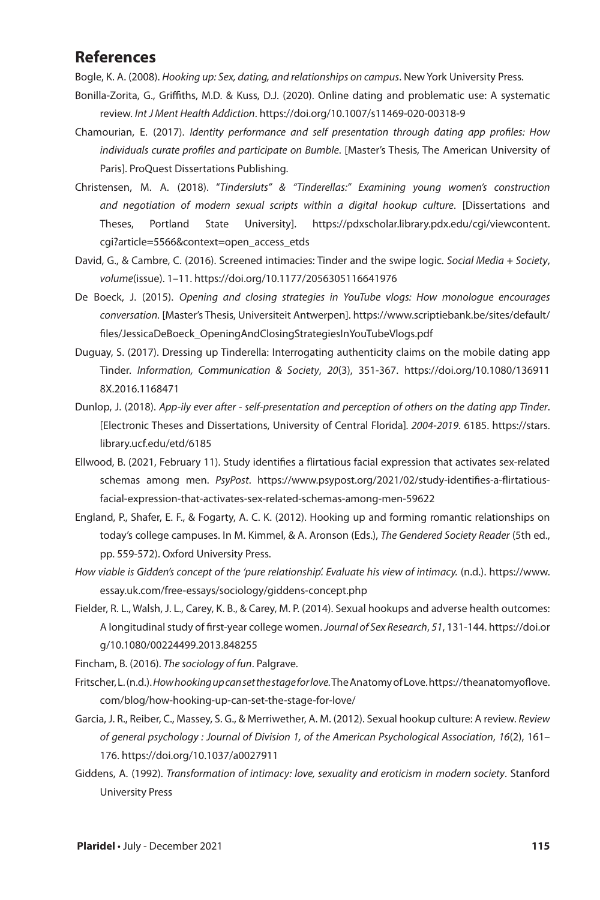## References

Bogle, K. A. (2008). *Hooking up: Sex, dating, and relationships on campus*. New York University Press.

Bonilla-Zorita, G., Griffiths, M.D. & Kuss, D.J. (2020). Online dating and problematic use: A systematic review. *Int J Ment Health Addiction*. https://doi.org/10.1007/s11469-020-00318-9

Chamourian, E. (2017). *Identity performance and self presentation through dating app profiles: How individuals curate profiles and participate on Bumble*. [Master's Thesis, The American University of Paris]. ProQuest Dissertations Publishing.

Christensen, M. A. (2018). "*Tindersluts" & "Tinderellas:" Examining young women's construction and negotiation of modern sexual scripts within a digital hookup culture*. [Dissertations and Theses, Portland State University]. https://pdxscholar.library.pdx.edu/cgi/viewcontent.cgi?article=5566&context=open_access_etds

David, G., & Cambre, C. (2016). Screened intimacies: Tinder and the swipe logic. *Social Media + Society*, *volume*(issue). 1–11. https://doi.org/10.1177/2056305116641976

De Boeck, J. (2015). *Opening and closing strategies in YouTube vlogs: How monologue encourages conversation.* [Master's Thesis, Universiteit Antwerpen]. https://www.scriptiebank.be/sites/default/files/JessicaDeBoeck_OpeningAndClosingStrategiesInYouTubeVlogs.pdf

Duguay, S. (2017). Dressing up Tinderella: Interrogating authenticity claims on the mobile dating app Tinder. *Information, Communication & Society*, *20*(3), 351-367. https://doi.org/10.1080/1369118X.2016.1168471

Dunlop, J. (2018). *App-ily ever after - self-presentation and perception of others on the dating app Tinder*. [Electronic Theses and Dissertations, University of Central Florida]. *2004-2019*. 6185. https://stars.library.ucf.edu/etd/6185

Ellwood, B. (2021, February 11). Study identifies a flirtatious facial expression that activates sex-related schemas among men. *PsyPost*. https://www.psypost.org/2021/02/study-identifies-a-flirtatious-facial-expression-that-activates-sex-related-schemas-among-men-59622

England, P., Shafer, E. F., & Fogarty, A. C. K. (2012). Hooking up and forming romantic relationships on today's college campuses. In M. Kimmel, & A. Aronson (Eds.), *The Gendered Society Reader* (5th ed., pp. 559-572). Oxford University Press.

*How viable is Gidden's concept of the 'pure relationship'. Evaluate his view of intimacy.* (n.d.). https://www.essay.uk.com/free-essays/sociology/giddens-concept.php

Fielder, R. L., Walsh, J. L., Carey, K. B., & Carey, M. P. (2014). Sexual hookups and adverse health outcomes: A longitudinal study of first-year college women. *Journal of Sex Research*, *51*, 131-144. https://doi.org/10.1080/00224499.2013.848255

Fincham, B. (2016). *The sociology of fun*. Palgrave.

Fritscher, L. (n.d.). *How hooking up can set the stage for love.* The Anatomy of Love. https://theanatomyoflove.com/blog/how-hooking-up-can-set-the-stage-for-love/

Garcia, J. R., Reiber, C., Massey, S. G., & Merriwether, A. M. (2012). Sexual hookup culture: A review. *Review of general psychology : Journal of Division 1, of the American Psychological Association*, *16*(2), 161–176. https://doi.org/10.1037/a0027911

Giddens, A. (1992). *Transformation of intimacy: love, sexuality and eroticism in modern society*. Stanford University Press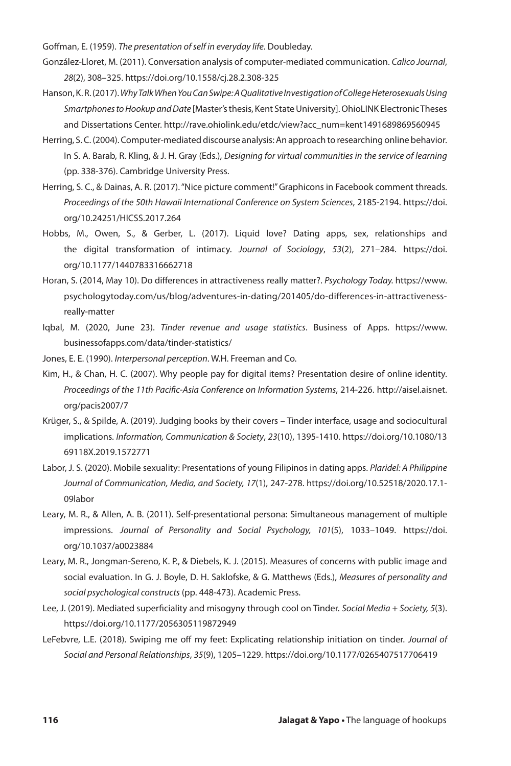Goffman, E. (1959). *The presentation of self in everyday life*. Doubleday.

González-Lloret, M. (2011). Conversation analysis of computer-mediated communication. *Calico Journal*, *28*(2), 308–325. https://doi.org/10.1558/cj.28.2.308-325

Hanson, K. R. (2017). *Why Talk When You Can Swipe: A Qualitative Investigation of College Heterosexuals Using Smartphones to Hookup and Date* [Master's thesis, Kent State University]. OhioLINK Electronic Theses and Dissertations Center. http://rave.ohiolink.edu/etdc/view?acc_num=kent1491689869560945

Herring, S. C. (2004). Computer-mediated discourse analysis: An approach to researching online behavior. In S. A. Barab, R. Kling, & J. H. Gray (Eds.), *Designing for virtual communities in the service of learning* (pp. 338-376). Cambridge University Press.

Herring, S. C., & Dainas, A. R. (2017). "Nice picture comment!" Graphicons in Facebook comment threads. *Proceedings of the 50th Hawaii International Conference on System Sciences*, 2185-2194. https://doi.org/10.24251/HICSS.2017.264

Hobbs, M., Owen, S., & Gerber, L. (2017). Liquid love? Dating apps, sex, relationships and the digital transformation of intimacy. *Journal of Sociology*, *53*(2), 271–284. https://doi.org/10.1177/1440783316662718

Horan, S. (2014, May 10). Do differences in attractiveness really matter?. *Psychology Today.* https://www.psychologytoday.com/us/blog/adventures-in-dating/201405/do-differences-in-attractiveness-really-matter

Iqbal, M. (2020, June 23). *Tinder revenue and usage statistics*. Business of Apps. https://www.businessofapps.com/data/tinder-statistics/

Jones, E. E. (1990). *Interpersonal perception*. W.H. Freeman and Co.

Kim, H., & Chan, H. C. (2007). Why people pay for digital items? Presentation desire of online identity. *Proceedings of the 11th Pacific-Asia Conference on Information Systems*, 214-226. http://aisel.aisnet.org/pacis2007/7

Krüger, S., & Spilde, A. (2019). Judging books by their covers – Tinder interface, usage and sociocultural implications. *Information, Communication & Society*, *23*(10), 1395-1410. https://doi.org/10.1080/1369118X.2019.1572771

Labor, J. S. (2020). Mobile sexuality: Presentations of young Filipinos in dating apps. *Plaridel: A Philippine Journal of Communication, Media, and Society, 17*(1), 247-278. https://doi.org/10.52518/2020.17.1-09labor

Leary, M. R., & Allen, A. B. (2011). Self-presentational persona: Simultaneous management of multiple impressions. *Journal of Personality and Social Psychology, 101*(5), 1033–1049. https://doi.org/10.1037/a0023884

Leary, M. R., Jongman-Sereno, K. P., & Diebels, K. J. (2015). Measures of concerns with public image and social evaluation. In G. J. Boyle, D. H. Saklofske, & G. Matthews (Eds.), *Measures of personality and social psychological constructs* (pp. 448-473). Academic Press.

Lee, J. (2019). Mediated superficiality and misogyny through cool on Tinder. *Social Media + Society, 5*(3). https://doi.org/10.1177/2056305119872949

LeFebvre, L.E. (2018). Swiping me off my feet: Explicating relationship initiation on tinder. *Journal of Social and Personal Relationships*, *35*(9), 1205–1229. https://doi.org/10.1177/0265407517706419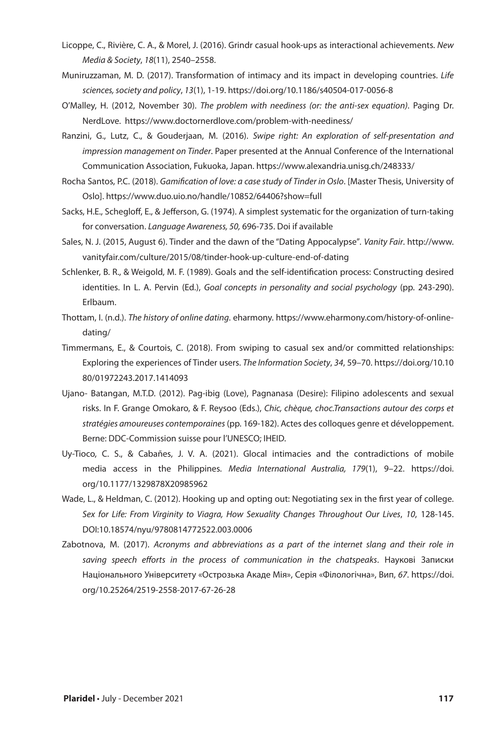Licoppe, C., Rivière, C. A., & Morel, J. (2016). Grindr casual hook-ups as interactional achievements. *New Media & Society*, *18*(11), 2540–2558.

Muniruzzaman, M. D. (2017). Transformation of intimacy and its impact in developing countries. *Life sciences, society and policy*, *13*(1), 1-19. https://doi.org/10.1186/s40504-017-0056-8

O'Malley, H. (2012, November 30). *The problem with neediness (or: the anti-sex equation)*. Paging Dr. NerdLove. https://www.doctornerdlove.com/problem-with-neediness/

Ranzini, G., Lutz, C., & Gouderjaan, M. (2016). *Swipe right: An exploration of self-presentation and impression management on Tinder*. Paper presented at the Annual Conference of the International Communication Association, Fukuoka, Japan. https://www.alexandria.unisg.ch/248333/

Rocha Santos, P.C. (2018). *Gamification of love: a case study of Tinder in Oslo*. [Master Thesis, University of Oslo]. https://www.duo.uio.no/handle/10852/64406?show=full

Sacks, H.E., Schegloff, E., & Jefferson, G. (1974). A simplest systematic for the organization of turn-taking for conversation. *Language Awareness, 50,* 696-735. Doi if available

Sales, N. J. (2015, August 6). Tinder and the dawn of the "Dating Appocalypse". *Vanity Fair*. http://www.vanityfair.com/culture/2015/08/tinder-hook-up-culture-end-of-dating

Schlenker, B. R., & Weigold, M. F. (1989). Goals and the self-identification process: Constructing desired identities. In L. A. Pervin (Ed.), *Goal concepts in personality and social psychology* (pp. 243-290). Erlbaum.

Thottam, I. (n.d.). *The history of online dating*. eharmony. https://www.eharmony.com/history-of-online-dating/

Timmermans, E., & Courtois, C. (2018). From swiping to casual sex and/or committed relationships: Exploring the experiences of Tinder users. *The Information Society*, *34*, 59–70. https://doi.org/10.1080/01972243.2017.1414093

Ujano- Batangan, M.T.D. (2012). Pag-ibig (Love), Pagnanasa (Desire): Filipino adolescents and sexual risks. In F. Grange Omokaro, & F. Reysoo (Eds.), *Chic, chèque, choc.Transactions autour des corps et stratégies amoureuses contemporaines* (pp. 169-182). Actes des colloques genre et développement. Berne: DDC-Commission suisse pour l'UNESCO; IHEID.

Uy-Tioco, C. S., & Cabañes, J. V. A. (2021). Glocal intimacies and the contradictions of mobile media access in the Philippines. *Media International Australia, 179*(1), 9–22. https://doi.org/10.1177/1329878X20985962

Wade, L., & Heldman, C. (2012). Hooking up and opting out: Negotiating sex in the first year of college. *Sex for Life: From Virginity to Viagra, How Sexuality Changes Throughout Our Lives*, *10*, 128-145. DOI:10.18574/nyu/9780814772522.003.0006

Zabotnova, M. (2017). *Acronyms and abbreviations as a part of the internet slang and their role in saving speech efforts in the process of communication in the chatspeaks*. Наукові Записки Національного Університету «Острозька Акаде Мія», Серія «Філологічна», Вип, *67*. https://doi.org/10.25264/2519-2558-2017-67-26-28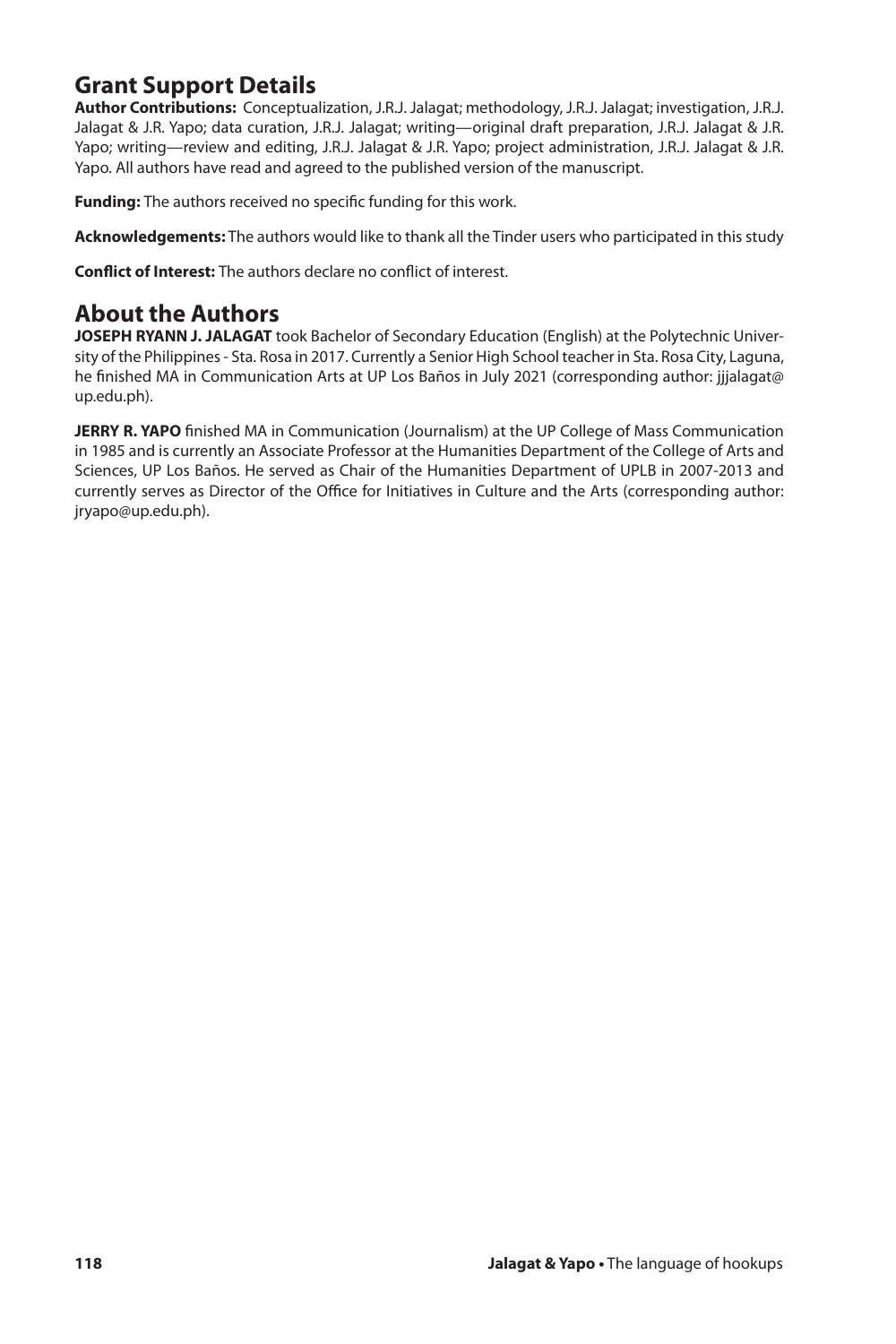## Grant Support Details

**Author Contributions:** Conceptualization, J.R.J. Jalagat; methodology, J.R.J. Jalagat; investigation, J.R.J. Jalagat & J.R. Yapo; data curation, J.R.J. Jalagat; writing—original draft preparation, J.R.J. Jalagat & J.R. Yapo; writing—review and editing, J.R.J. Jalagat & J.R. Yapo; project administration, J.R.J. Jalagat & J.R. Yapo. All authors have read and agreed to the published version of the manuscript.

**Funding:** The authors received no specific funding for this work.

**Acknowledgements:** The authors would like to thank all the Tinder users who participated in this study

**Conflict of Interest:** The authors declare no conflict of interest.

## About the Authors

**JOSEPH RYANN J. JALAGAT** took Bachelor of Secondary Education (English) at the Polytechnic University of the Philippines - Sta. Rosa in 2017. Currently a Senior High School teacher in Sta. Rosa City, Laguna, he finished MA in Communication Arts at UP Los Baños in July 2021 (corresponding author: jjjalagat@up.edu.ph).

**JERRY R. YAPO** finished MA in Communication (Journalism) at the UP College of Mass Communication in 1985 and is currently an Associate Professor at the Humanities Department of the College of Arts and Sciences, UP Los Baños. He served as Chair of the Humanities Department of UPLB in 2007-2013 and currently serves as Director of the Office for Initiatives in Culture and the Arts (corresponding author: jryapo@up.edu.ph).